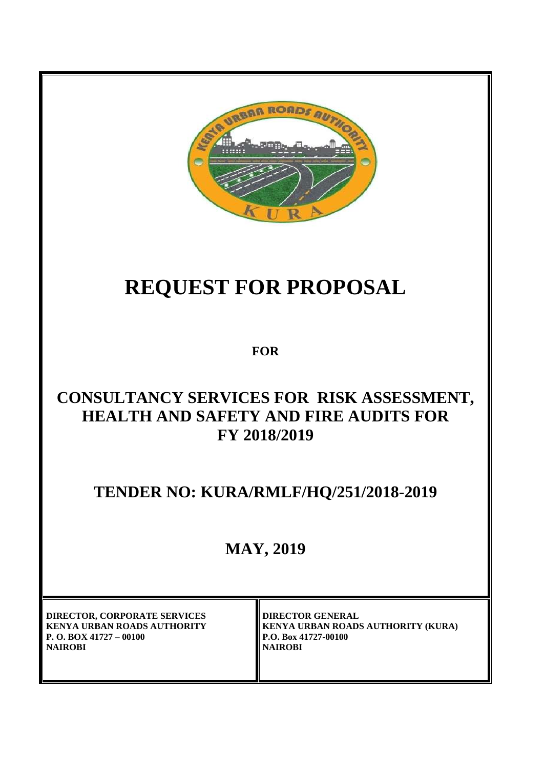# REQUEST FOR PROPOSAL

**FOR**

## CONSULTANCY SERVICES FOR RISK ASSESSMENT, HEALTH AND SAFETY AND FIRE AUDITS FOR FY 2018/2019

## TENDER NO: KURA/RMLF/HQ/251/2018-2019

## MAY, 2019

| DIRECTOR, CORPORATE SERVICES<br>KENYA URBAN ROADS AUTHORITY<br>P. O. BOX 41727 – 00100<br>NAIROBI | DIRECTOR GENERAL<br>KENYA URBAN ROADS AUTHORITY (KURA)<br>P.O. Box 41727-00100<br>NAIROBI |
|---|---|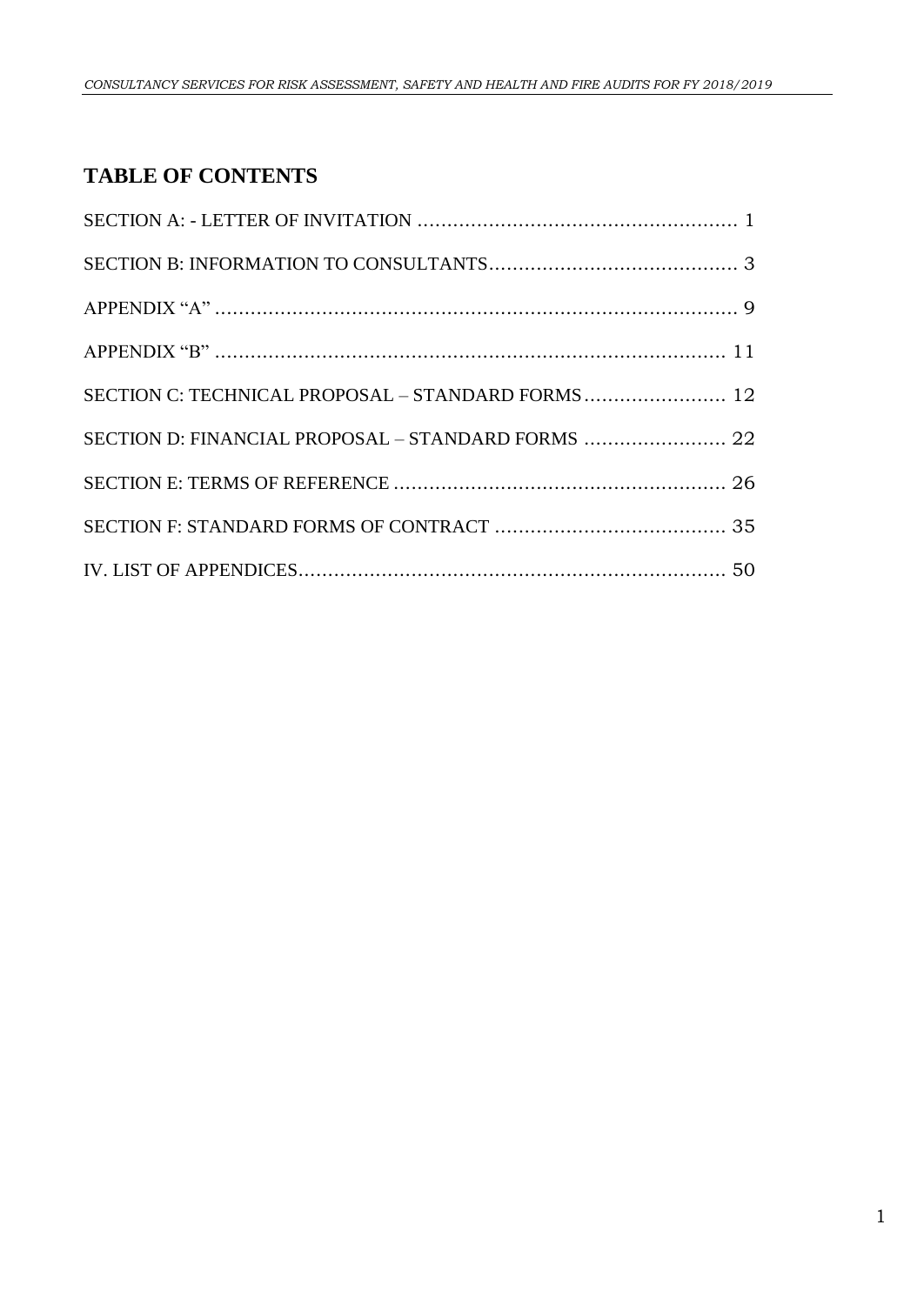## TABLE OF CONTENTS

SECTION A: - LETTER OF INVITATION ..................................................... 1

SECTION B: INFORMATION TO CONSULTANTS.......................................... 3

APPENDIX "A" ........................................................................................ 9

APPENDIX "B" ...................................................................................... 11

SECTION C: TECHNICAL PROPOSAL – STANDARD FORMS........................ 12

SECTION D: FINANCIAL PROPOSAL – STANDARD FORMS ........................ 22

SECTION E: TERMS OF REFERENCE ........................................................ 26

SECTION F: STANDARD FORMS OF CONTRACT ....................................... 35

IV. LIST OF APPENDICES........................................................................ 50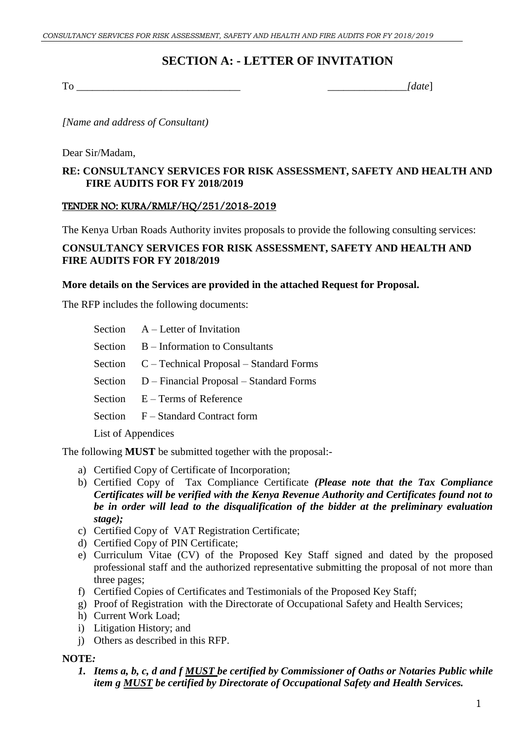# SECTION A: - LETTER OF INVITATION

To _______________________________ _______________*[date*]

*[Name and address of Consultant)*

Dear Sir/Madam,

**RE: CONSULTANCY SERVICES FOR RISK ASSESSMENT, SAFETY AND HEALTH AND FIRE AUDITS FOR FY 2018/2019**

**TENDER NO: KURA/RMLF/HQ/251/2018-2019**

The Kenya Urban Roads Authority invites proposals to provide the following consulting services:

**CONSULTANCY SERVICES FOR RISK ASSESSMENT, SAFETY AND HEALTH AND FIRE AUDITS FOR FY 2018/2019**

**More details on the Services are provided in the attached Request for Proposal.**

The RFP includes the following documents:

- Section A – Letter of Invitation
- Section B – Information to Consultants
- Section C – Technical Proposal – Standard Forms
- Section D – Financial Proposal – Standard Forms
- Section E – Terms of Reference
- Section F – Standard Contract form
- List of Appendices

The following **MUST** be submitted together with the proposal:-

a) Certified Copy of Certificate of Incorporation;
b) Certified Copy of Tax Compliance Certificate ***(Please note that the Tax Compliance Certificates will be verified with the Kenya Revenue Authority and Certificates found not to be in order will lead to the disqualification of the bidder at the preliminary evaluation stage);***
c) Certified Copy of VAT Registration Certificate;
d) Certified Copy of PIN Certificate;
e) Curriculum Vitae (CV) of the Proposed Key Staff signed and dated by the proposed professional staff and the authorized representative submitting the proposal of not more than three pages;
f) Certified Copies of Certificates and Testimonials of the Proposed Key Staff;
g) Proof of Registration with the Directorate of Occupational Safety and Health Services;
h) Current Work Load;
i) Litigation History; and
j) Others as described in this RFP.

**NOTE*:***

1. ***Items a, b, c, d and f MUST be certified by Commissioner of Oaths or Notaries Public while item g MUST be certified by Directorate of Occupational Safety and Health Services.***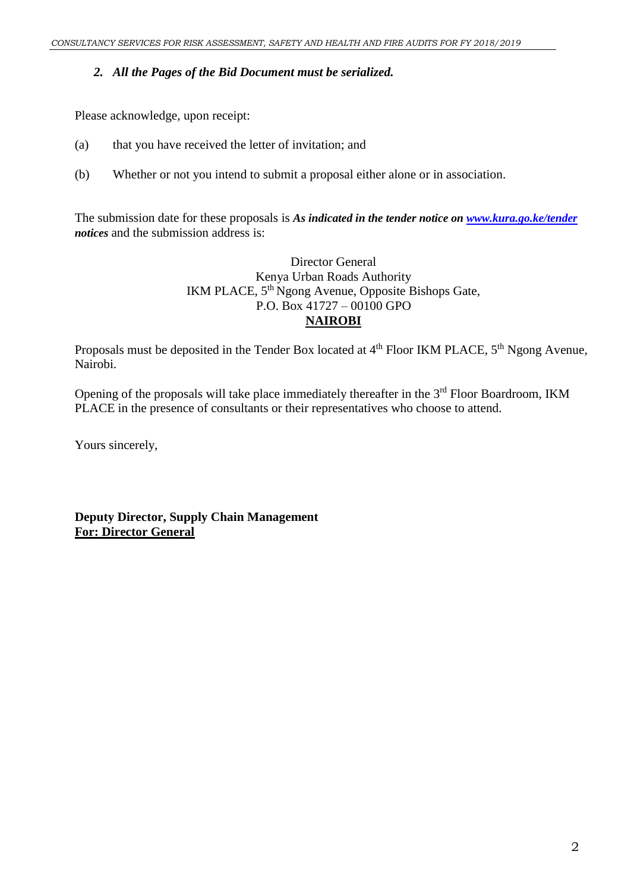*2. All the Pages of the Bid Document must be serialized.*

Please acknowledge, upon receipt:

(a) that you have received the letter of invitation; and

(b) Whether or not you intend to submit a proposal either alone or in association.

The submission date for these proposals is ***As indicated in the tender notice on [www.kura.go.ke/tender](www.kura.go.ke/tender) notices*** and the submission address is:

Director General
Kenya Urban Roads Authority
IKM PLACE, 5th Ngong Avenue, Opposite Bishops Gate,
P.O. Box 41727 – 00100 GPO
**NAIROBI**

Proposals must be deposited in the Tender Box located at 4th Floor IKM PLACE, 5th Ngong Avenue, Nairobi.

Opening of the proposals will take place immediately thereafter in the 3rd Floor Boardroom, IKM PLACE in the presence of consultants or their representatives who choose to attend.

Yours sincerely,

**Deputy Director, Supply Chain Management**
**For: Director General**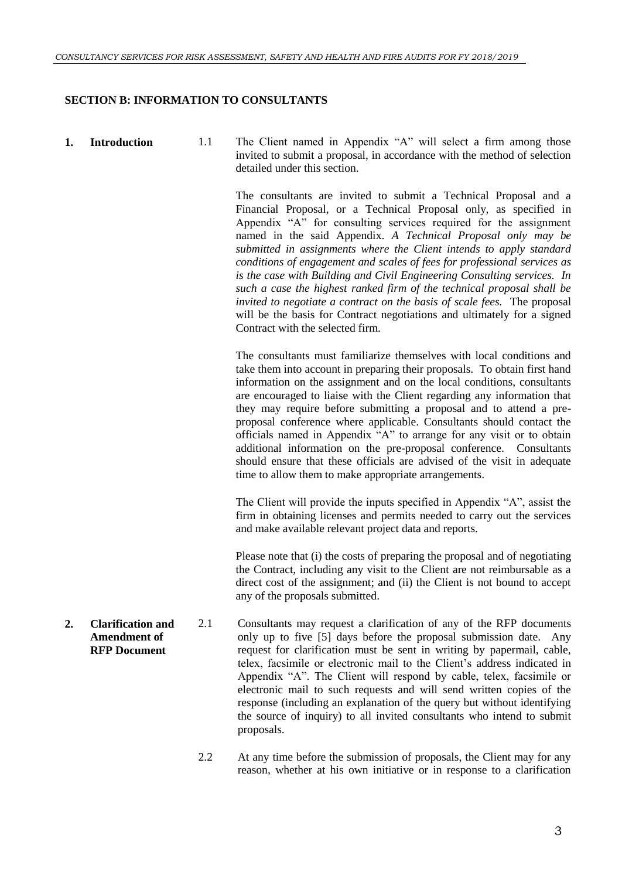## SECTION B: INFORMATION TO CONSULTANTS

**1. Introduction**

1.1 The Client named in Appendix "A" will select a firm among those invited to submit a proposal, in accordance with the method of selection detailed under this section.

The consultants are invited to submit a Technical Proposal and a Financial Proposal, or a Technical Proposal only, as specified in Appendix "A" for consulting services required for the assignment named in the said Appendix. *A Technical Proposal only may be submitted in assignments where the Client intends to apply standard conditions of engagement and scales of fees for professional services as is the case with Building and Civil Engineering Consulting services. In such a case the highest ranked firm of the technical proposal shall be invited to negotiate a contract on the basis of scale fees.* The proposal will be the basis for Contract negotiations and ultimately for a signed Contract with the selected firm.

The consultants must familiarize themselves with local conditions and take them into account in preparing their proposals. To obtain first hand information on the assignment and on the local conditions, consultants are encouraged to liaise with the Client regarding any information that they may require before submitting a proposal and to attend a pre-proposal conference where applicable. Consultants should contact the officials named in Appendix "A" to arrange for any visit or to obtain additional information on the pre-proposal conference. Consultants should ensure that these officials are advised of the visit in adequate time to allow them to make appropriate arrangements.

The Client will provide the inputs specified in Appendix "A", assist the firm in obtaining licenses and permits needed to carry out the services and make available relevant project data and reports.

Please note that (i) the costs of preparing the proposal and of negotiating the Contract, including any visit to the Client are not reimbursable as a direct cost of the assignment; and (ii) the Client is not bound to accept any of the proposals submitted.

**2. Clarification and Amendment of RFP Document**

2.1 Consultants may request a clarification of any of the RFP documents only up to five [5] days before the proposal submission date. Any request for clarification must be sent in writing by papermail, cable, telex, facsimile or electronic mail to the Client's address indicated in Appendix "A". The Client will respond by cable, telex, facsimile or electronic mail to such requests and will send written copies of the response (including an explanation of the query but without identifying the source of inquiry) to all invited consultants who intend to submit proposals.

2.2 At any time before the submission of proposals, the Client may for any reason, whether at his own initiative or in response to a clarification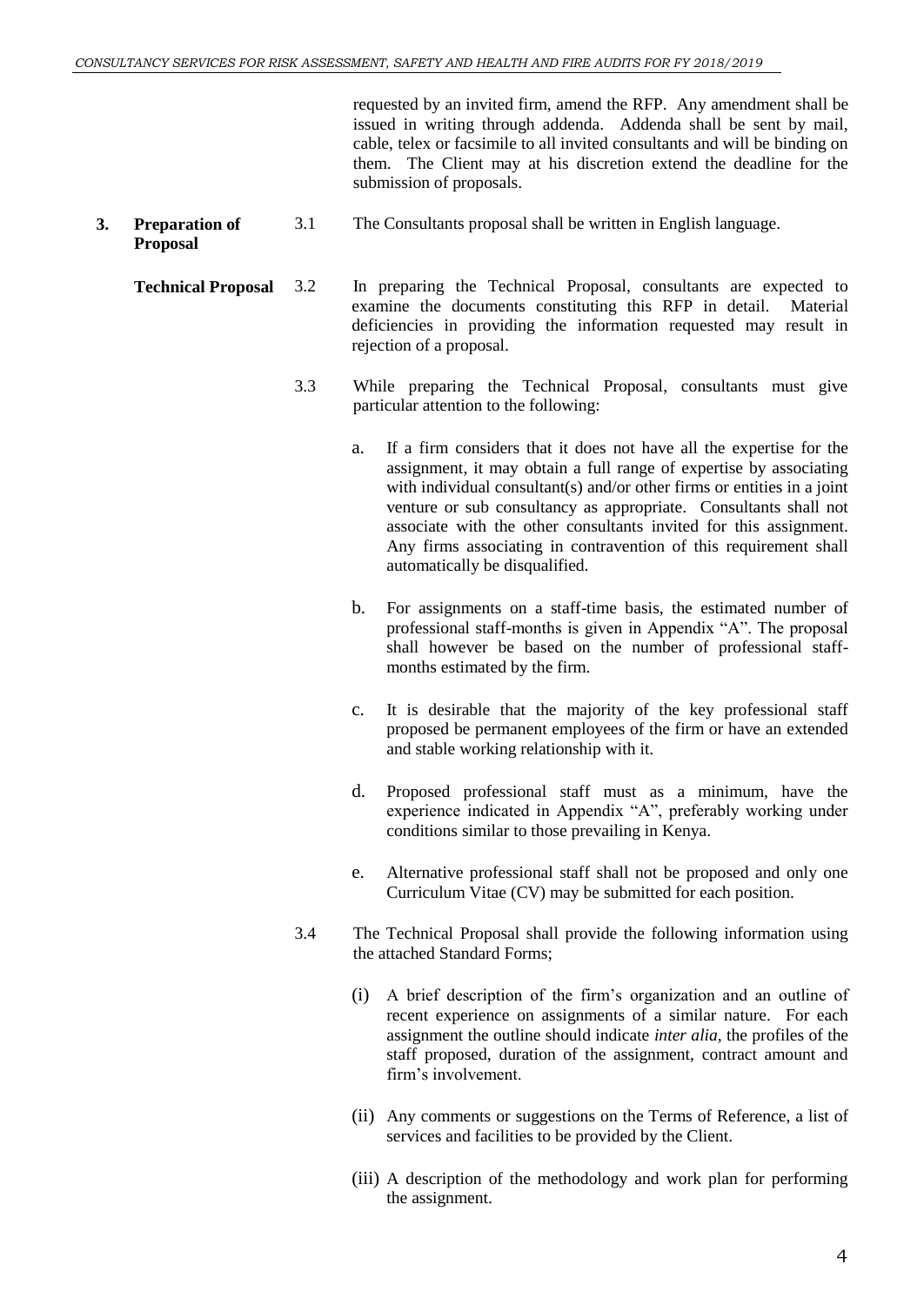requested by an invited firm, amend the RFP. Any amendment shall be issued in writing through addenda. Addenda shall be sent by mail, cable, telex or facsimile to all invited consultants and will be binding on them. The Client may at his discretion extend the deadline for the submission of proposals.

**3. Preparation of Proposal**

3.1 The Consultants proposal shall be written in English language.

**Technical Proposal**

3.2 In preparing the Technical Proposal, consultants are expected to examine the documents constituting this RFP in detail. Material deficiencies in providing the information requested may result in rejection of a proposal.

3.3 While preparing the Technical Proposal, consultants must give particular attention to the following:

a. If a firm considers that it does not have all the expertise for the assignment, it may obtain a full range of expertise by associating with individual consultant(s) and/or other firms or entities in a joint venture or sub consultancy as appropriate. Consultants shall not associate with the other consultants invited for this assignment. Any firms associating in contravention of this requirement shall automatically be disqualified.

b. For assignments on a staff-time basis, the estimated number of professional staff-months is given in Appendix "A". The proposal shall however be based on the number of professional staff-months estimated by the firm.

c. It is desirable that the majority of the key professional staff proposed be permanent employees of the firm or have an extended and stable working relationship with it.

d. Proposed professional staff must as a minimum, have the experience indicated in Appendix "A", preferably working under conditions similar to those prevailing in Kenya.

e. Alternative professional staff shall not be proposed and only one Curriculum Vitae (CV) may be submitted for each position.

3.4 The Technical Proposal shall provide the following information using the attached Standard Forms;

(i) A brief description of the firm's organization and an outline of recent experience on assignments of a similar nature. For each assignment the outline should indicate *inter alia*, the profiles of the staff proposed, duration of the assignment, contract amount and firm's involvement.

(ii) Any comments or suggestions on the Terms of Reference, a list of services and facilities to be provided by the Client.

(iii) A description of the methodology and work plan for performing the assignment.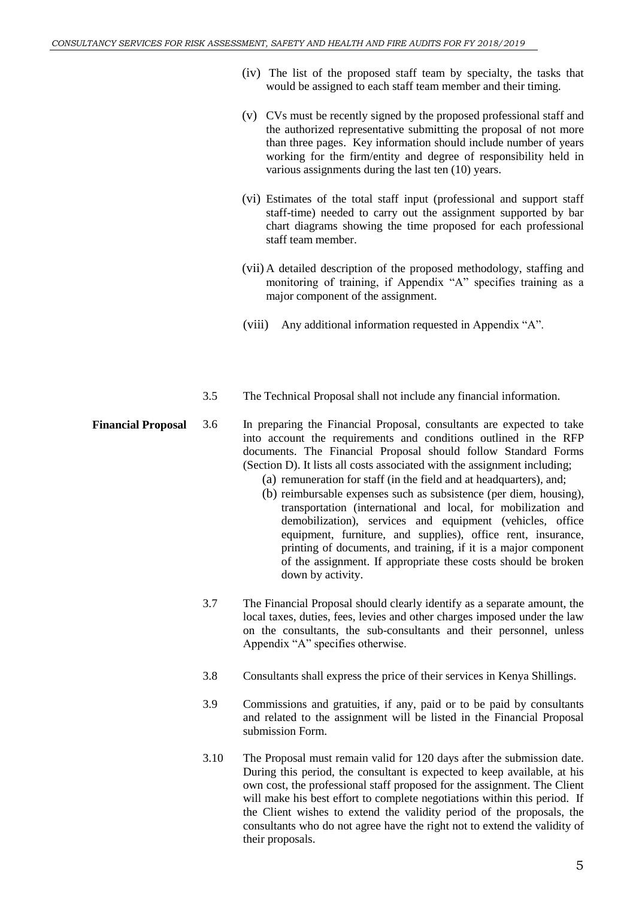(iv) The list of the proposed staff team by specialty, the tasks that would be assigned to each staff team member and their timing.

(v) CVs must be recently signed by the proposed professional staff and the authorized representative submitting the proposal of not more than three pages. Key information should include number of years working for the firm/entity and degree of responsibility held in various assignments during the last ten (10) years.

(vi) Estimates of the total staff input (professional and support staff staff-time) needed to carry out the assignment supported by bar chart diagrams showing the time proposed for each professional staff team member.

(vii) A detailed description of the proposed methodology, staffing and monitoring of training, if Appendix "A" specifies training as a major component of the assignment.

(viii) Any additional information requested in Appendix "A".

3.5 The Technical Proposal shall not include any financial information.

**Financial Proposal**

3.6 In preparing the Financial Proposal, consultants are expected to take into account the requirements and conditions outlined in the RFP documents. The Financial Proposal should follow Standard Forms (Section D). It lists all costs associated with the assignment including;

(a) remuneration for staff (in the field and at headquarters), and;

(b) reimbursable expenses such as subsistence (per diem, housing), transportation (international and local, for mobilization and demobilization), services and equipment (vehicles, office equipment, furniture, and supplies), office rent, insurance, printing of documents, and training, if it is a major component of the assignment. If appropriate these costs should be broken down by activity.

3.7 The Financial Proposal should clearly identify as a separate amount, the local taxes, duties, fees, levies and other charges imposed under the law on the consultants, the sub-consultants and their personnel, unless Appendix "A" specifies otherwise.

3.8 Consultants shall express the price of their services in Kenya Shillings.

3.9 Commissions and gratuities, if any, paid or to be paid by consultants and related to the assignment will be listed in the Financial Proposal submission Form.

3.10 The Proposal must remain valid for 120 days after the submission date. During this period, the consultant is expected to keep available, at his own cost, the professional staff proposed for the assignment. The Client will make his best effort to complete negotiations within this period. If the Client wishes to extend the validity period of the proposals, the consultants who do not agree have the right not to extend the validity of their proposals.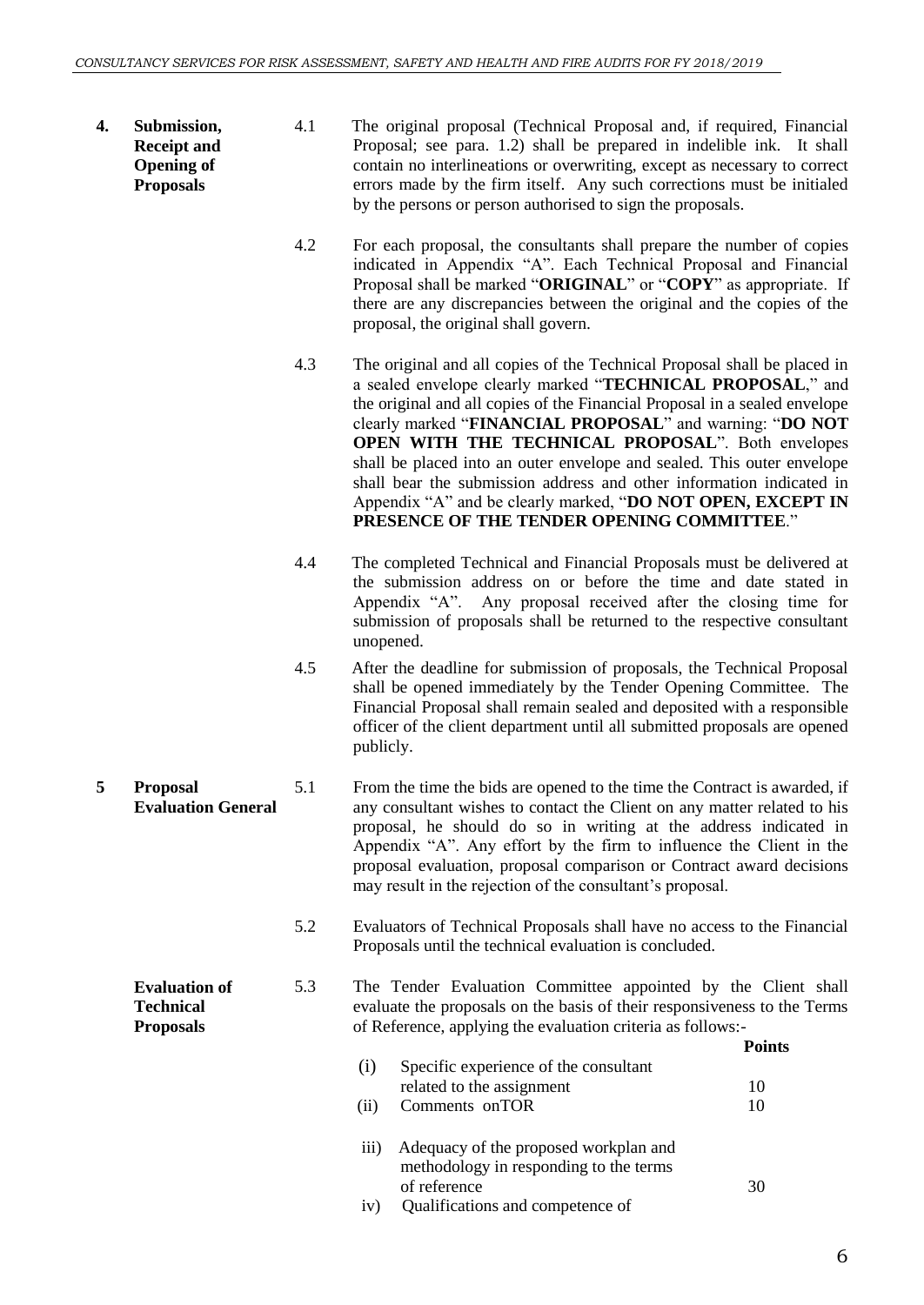**4. Submission, Receipt and Opening of Proposals**

4.1 The original proposal (Technical Proposal and, if required, Financial Proposal; see para. 1.2) shall be prepared in indelible ink. It shall contain no interlineations or overwriting, except as necessary to correct errors made by the firm itself. Any such corrections must be initialed by the persons or person authorised to sign the proposals.

4.2 For each proposal, the consultants shall prepare the number of copies indicated in Appendix "A". Each Technical Proposal and Financial Proposal shall be marked "**ORIGINAL**" or "**COPY**" as appropriate. If there are any discrepancies between the original and the copies of the proposal, the original shall govern.

4.3 The original and all copies of the Technical Proposal shall be placed in a sealed envelope clearly marked "**TECHNICAL PROPOSAL**," and the original and all copies of the Financial Proposal in a sealed envelope clearly marked "**FINANCIAL PROPOSAL**" and warning: "**DO NOT OPEN WITH THE TECHNICAL PROPOSAL**". Both envelopes shall be placed into an outer envelope and sealed. This outer envelope shall bear the submission address and other information indicated in Appendix "A" and be clearly marked, "**DO NOT OPEN, EXCEPT IN PRESENCE OF THE TENDER OPENING COMMITTEE**."

4.4 The completed Technical and Financial Proposals must be delivered at the submission address on or before the time and date stated in Appendix "A". Any proposal received after the closing time for submission of proposals shall be returned to the respective consultant unopened.

4.5 After the deadline for submission of proposals, the Technical Proposal shall be opened immediately by the Tender Opening Committee. The Financial Proposal shall remain sealed and deposited with a responsible officer of the client department until all submitted proposals are opened publicly.

**5 Proposal Evaluation General**

5.1 From the time the bids are opened to the time the Contract is awarded, if any consultant wishes to contact the Client on any matter related to his proposal, he should do so in writing at the address indicated in Appendix "A". Any effort by the firm to influence the Client in the proposal evaluation, proposal comparison or Contract award decisions may result in the rejection of the consultant's proposal.

5.2 Evaluators of Technical Proposals shall have no access to the Financial Proposals until the technical evaluation is concluded.

**Evaluation of Technical Proposals**

5.3 The Tender Evaluation Committee appointed by the Client shall evaluate the proposals on the basis of their responsiveness to the Terms of Reference, applying the evaluation criteria as follows:-

| | | **Points** |
|---|---|---|
| (i) | Specific experience of the consultant related to the assignment | 10 |
| (ii) | Comments onTOR | 10 |
| iii) | Adequacy of the proposed workplan and methodology in responding to the terms of reference | 30 |
| iv) | Qualifications and competence of | |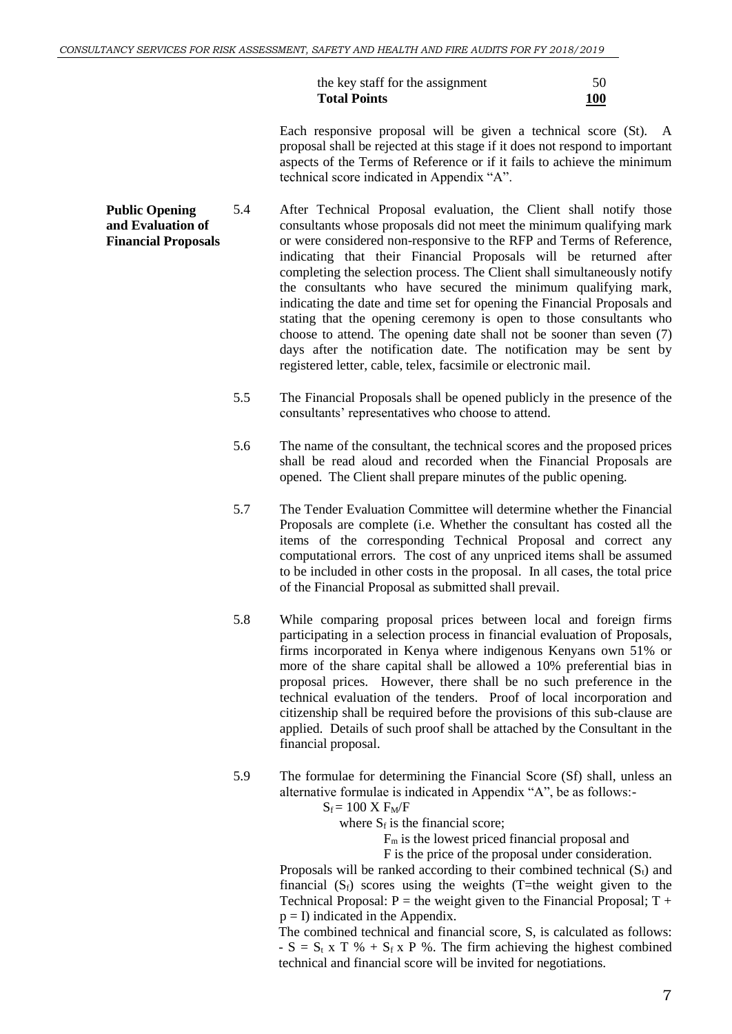| | |
|---|---|
| the key staff for the assignment | 50 |
| **Total Points** | **100** |

Each responsive proposal will be given a technical score (St). A proposal shall be rejected at this stage if it does not respond to important aspects of the Terms of Reference or if it fails to achieve the minimum technical score indicated in Appendix "A".

**Public Opening and Evaluation of Financial Proposals**

5.4 After Technical Proposal evaluation, the Client shall notify those consultants whose proposals did not meet the minimum qualifying mark or were considered non-responsive to the RFP and Terms of Reference, indicating that their Financial Proposals will be returned after completing the selection process. The Client shall simultaneously notify the consultants who have secured the minimum qualifying mark, indicating the date and time set for opening the Financial Proposals and stating that the opening ceremony is open to those consultants who choose to attend. The opening date shall not be sooner than seven (7) days after the notification date. The notification may be sent by registered letter, cable, telex, facsimile or electronic mail.

5.5 The Financial Proposals shall be opened publicly in the presence of the consultants' representatives who choose to attend.

5.6 The name of the consultant, the technical scores and the proposed prices shall be read aloud and recorded when the Financial Proposals are opened. The Client shall prepare minutes of the public opening.

5.7 The Tender Evaluation Committee will determine whether the Financial Proposals are complete (i.e. Whether the consultant has costed all the items of the corresponding Technical Proposal and correct any computational errors. The cost of any unpriced items shall be assumed to be included in other costs in the proposal. In all cases, the total price of the Financial Proposal as submitted shall prevail.

5.8 While comparing proposal prices between local and foreign firms participating in a selection process in financial evaluation of Proposals, firms incorporated in Kenya where indigenous Kenyans own 51% or more of the share capital shall be allowed a 10% preferential bias in proposal prices. However, there shall be no such preference in the technical evaluation of the tenders. Proof of local incorporation and citizenship shall be required before the provisions of this sub-clause are applied. Details of such proof shall be attached by the Consultant in the financial proposal.

5.9 The formulae for determining the Financial Score (Sf) shall, unless an alternative formulae is indicated in Appendix "A", be as follows:-

$S_f = 100 \text{ X } F_M/F$

where $S_f$ is the financial score;

$F_m$ is the lowest priced financial proposal and

F is the price of the proposal under consideration.

Proposals will be ranked according to their combined technical ($S_t$) and financial ($S_f$) scores using the weights (T=the weight given to the Technical Proposal: P = the weight given to the Financial Proposal; T + p = I) indicated in the Appendix.

The combined technical and financial score, S, is calculated as follows: - $S = S_t \text{ x } T \% + S_f \text{ x } P \%$. The firm achieving the highest combined technical and financial score will be invited for negotiations.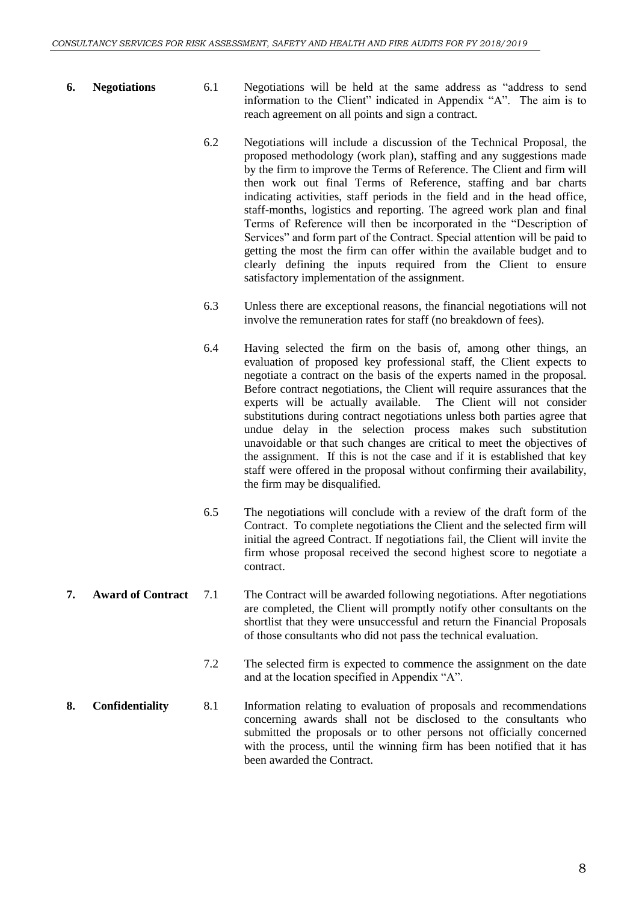**6. Negotiations**

6.1 Negotiations will be held at the same address as "address to send information to the Client" indicated in Appendix "A". The aim is to reach agreement on all points and sign a contract.

6.2 Negotiations will include a discussion of the Technical Proposal, the proposed methodology (work plan), staffing and any suggestions made by the firm to improve the Terms of Reference. The Client and firm will then work out final Terms of Reference, staffing and bar charts indicating activities, staff periods in the field and in the head office, staff-months, logistics and reporting. The agreed work plan and final Terms of Reference will then be incorporated in the "Description of Services" and form part of the Contract. Special attention will be paid to getting the most the firm can offer within the available budget and to clearly defining the inputs required from the Client to ensure satisfactory implementation of the assignment.

6.3 Unless there are exceptional reasons, the financial negotiations will not involve the remuneration rates for staff (no breakdown of fees).

6.4 Having selected the firm on the basis of, among other things, an evaluation of proposed key professional staff, the Client expects to negotiate a contract on the basis of the experts named in the proposal. Before contract negotiations, the Client will require assurances that the experts will be actually available. The Client will not consider substitutions during contract negotiations unless both parties agree that undue delay in the selection process makes such substitution unavoidable or that such changes are critical to meet the objectives of the assignment. If this is not the case and if it is established that key staff were offered in the proposal without confirming their availability, the firm may be disqualified.

6.5 The negotiations will conclude with a review of the draft form of the Contract. To complete negotiations the Client and the selected firm will initial the agreed Contract. If negotiations fail, the Client will invite the firm whose proposal received the second highest score to negotiate a contract.

**7. Award of Contract**

7.1 The Contract will be awarded following negotiations. After negotiations are completed, the Client will promptly notify other consultants on the shortlist that they were unsuccessful and return the Financial Proposals of those consultants who did not pass the technical evaluation.

7.2 The selected firm is expected to commence the assignment on the date and at the location specified in Appendix "A".

**8. Confidentiality**

8.1 Information relating to evaluation of proposals and recommendations concerning awards shall not be disclosed to the consultants who submitted the proposals or to other persons not officially concerned with the process, until the winning firm has been notified that it has been awarded the Contract.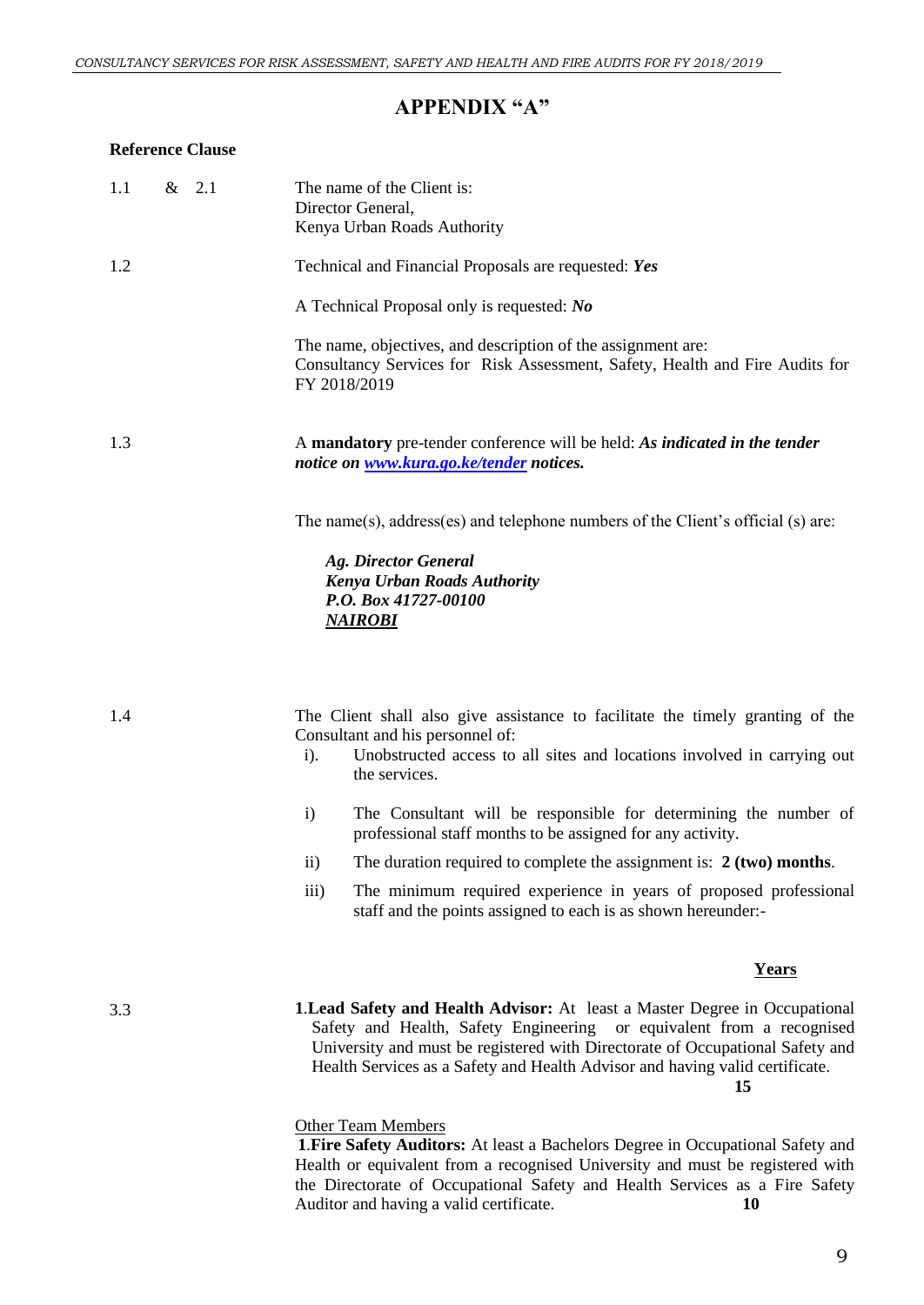# APPENDIX "A"

**Reference Clause**

1.1 & 2.1 The name of the Client is:
Director General,
Kenya Urban Roads Authority

1.2 Technical and Financial Proposals are requested: ***Yes***

A Technical Proposal only is requested: ***No***

The name, objectives, and description of the assignment are:
Consultancy Services for Risk Assessment, Safety, Health and Fire Audits for FY 2018/2019

1.3 A **mandatory** pre-tender conference will be held: ***As indicated in the tender notice on [www.kura.go.ke/tender](www.kura.go.ke/tender) notices.***

The name(s), address(es) and telephone numbers of the Client's official (s) are:

***Ag. Director General***
***Kenya Urban Roads Authority***
***P.O. Box 41727-00100***
***NAIROBI***

1.4 The Client shall also give assistance to facilitate the timely granting of the Consultant and his personnel of:

i). Unobstructed access to all sites and locations involved in carrying out the services.

i) The Consultant will be responsible for determining the number of professional staff months to be assigned for any activity.

ii) The duration required to complete the assignment is: **2 (two) months**.

iii) The minimum required experience in years of proposed professional staff and the points assigned to each is as shown hereunder:-

**Years**

3.3 **1.Lead Safety and Health Advisor:** At least a Master Degree in Occupational Safety and Health, Safety Engineering or equivalent from a recognised University and must be registered with Directorate of Occupational Safety and Health Services as a Safety and Health Advisor and having valid certificate. **15**

Other Team Members

**1.Fire Safety Auditors:** At least a Bachelors Degree in Occupational Safety and Health or equivalent from a recognised University and must be registered with the Directorate of Occupational Safety and Health Services as a Fire Safety Auditor and having a valid certificate. **10**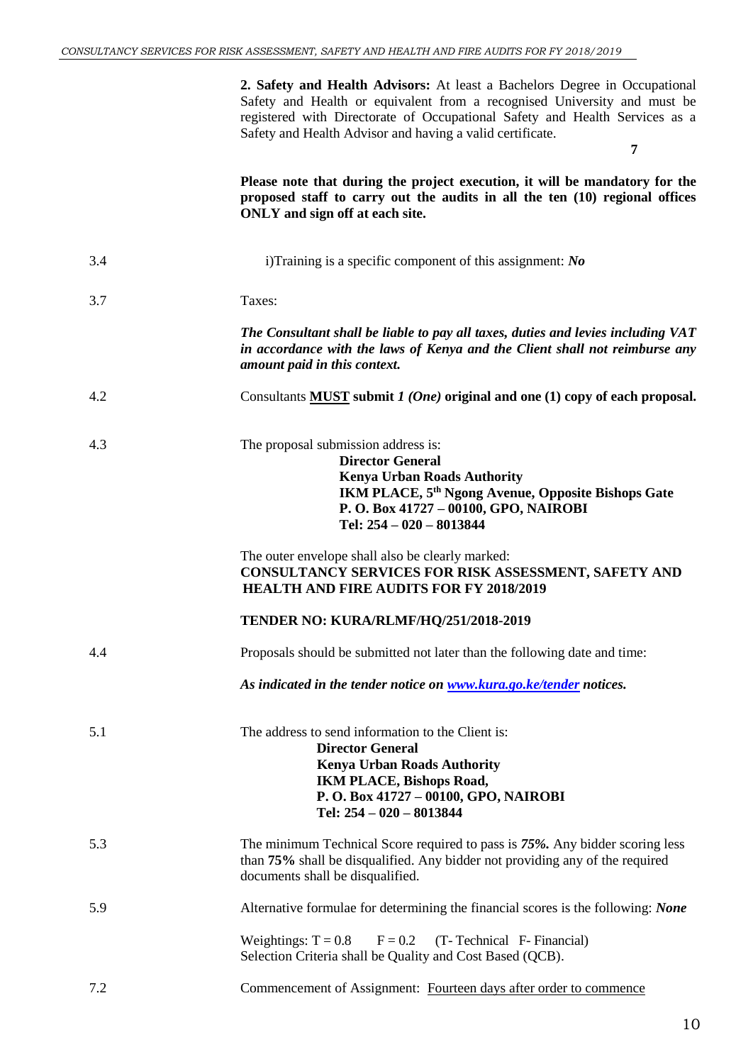| | |
|---|---|
| | **2. Safety and Health Advisors:** At least a Bachelors Degree in Occupational Safety and Health or equivalent from a recognised University and must be registered with Directorate of Occupational Safety and Health Services as a Safety and Health Advisor and having a valid certificate. **7** |
| | **Please note that during the project execution, it will be mandatory for the proposed staff to carry out the audits in all the ten (10) regional offices ONLY and sign off at each site.** |
| 3.4 | i)Training is a specific component of this assignment: ***No*** |
| 3.7 | Taxes: |
| | ***The Consultant shall be liable to pay all taxes, duties and levies including VAT in accordance with the laws of Kenya and the Client shall not reimburse any amount paid in this context.*** |
| 4.2 | Consultants **MUST submit *1 (One)* original and one (1) copy of each proposal.** |
| 4.3 | The proposal submission address is:<br>**Director General**<br>**Kenya Urban Roads Authority**<br>**IKM PLACE, 5th Ngong Avenue, Opposite Bishops Gate**<br>**P. O. Box 41727 – 00100, GPO, NAIROBI**<br>**Tel: 254 – 020 – 8013844** |
| | The outer envelope shall also be clearly marked:<br>**CONSULTANCY SERVICES FOR RISK ASSESSMENT, SAFETY AND HEALTH AND FIRE AUDITS FOR FY 2018/2019**<br><br>**TENDER NO: KURA/RLMF/HQ/251/2018-2019** |
| 4.4 | Proposals should be submitted not later than the following date and time:<br><br>***As indicated in the tender notice on [www.kura.go.ke/tender](www.kura.go.ke/tender) notices.*** |
| 5.1 | The address to send information to the Client is:<br>**Director General**<br>**Kenya Urban Roads Authority**<br>**IKM PLACE, Bishops Road,**<br>**P. O. Box 41727 – 00100, GPO, NAIROBI**<br>**Tel: 254 – 020 – 8013844** |
| 5.3 | The minimum Technical Score required to pass is ***75%.*** Any bidder scoring less than **75%** shall be disqualified. Any bidder not providing any of the required documents shall be disqualified. |
| 5.9 | Alternative formulae for determining the financial scores is the following: ***None***<br><br>Weightings: T = 0.8 F = 0.2 (T- Technical F- Financial)<br>Selection Criteria shall be Quality and Cost Based (QCB). |
| 7.2 | Commencement of Assignment: Fourteen days after order to commence |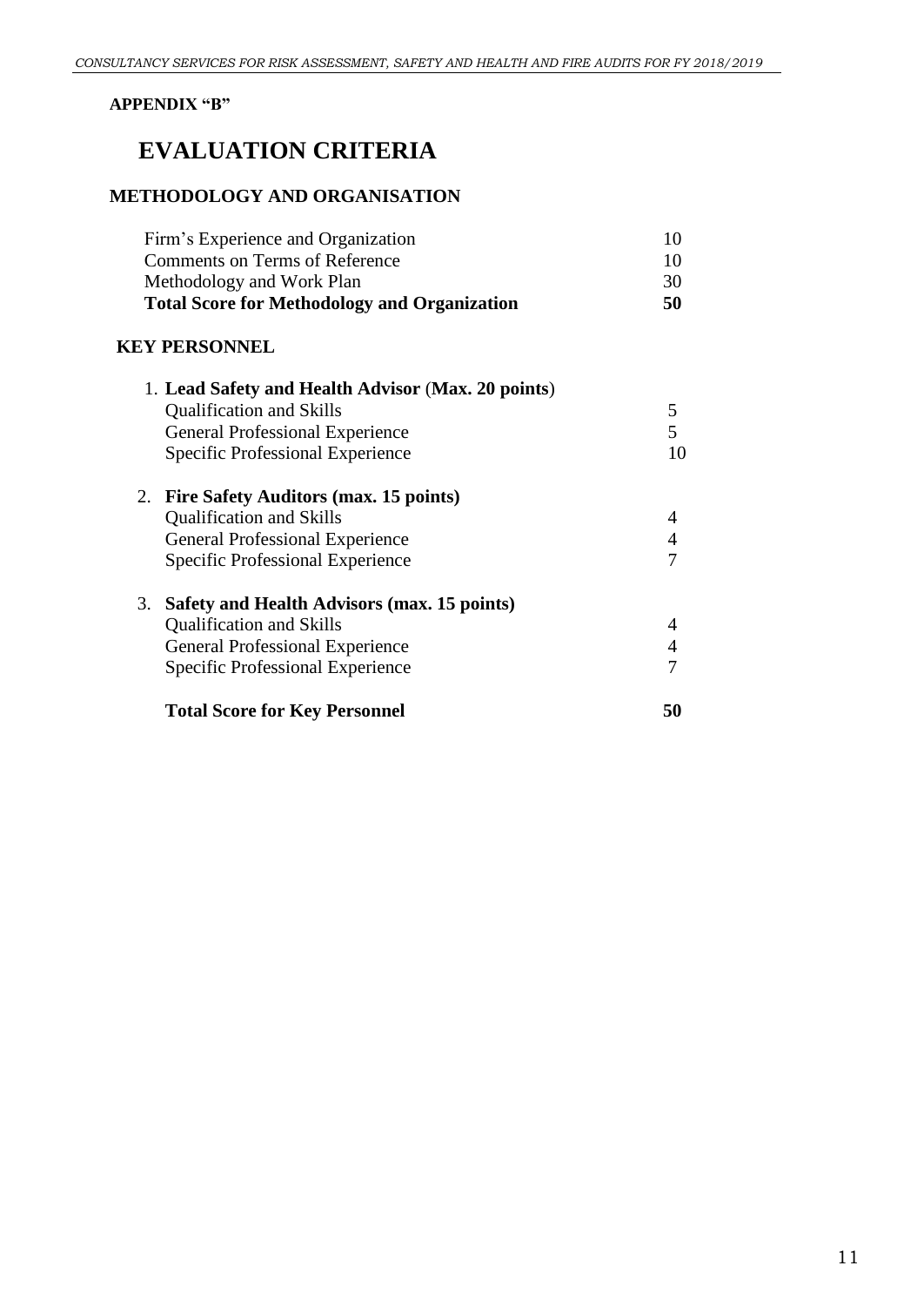**APPENDIX "B"**

# EVALUATION CRITERIA

## METHODOLOGY AND ORGANISATION

| | |
|---|---|
| Firm's Experience and Organization | 10 |
| Comments on Terms of Reference | 10 |
| Methodology and Work Plan | 30 |
| **Total Score for Methodology and Organization** | **50** |

## KEY PERSONNEL

| | |
|---|---|
| 1. **Lead Safety and Health Advisor (Max. 20 points)** | |
| Qualification and Skills | 5 |
| General Professional Experience | 5 |
| Specific Professional Experience | 10 |
| 2. **Fire Safety Auditors (max. 15 points)** | |
| Qualification and Skills | 4 |
| General Professional Experience | 4 |
| Specific Professional Experience | 7 |
| 3. **Safety and Health Advisors (max. 15 points)** | |
| Qualification and Skills | 4 |
| General Professional Experience | 4 |
| Specific Professional Experience | 7 |
| **Total Score for Key Personnel** | **50** |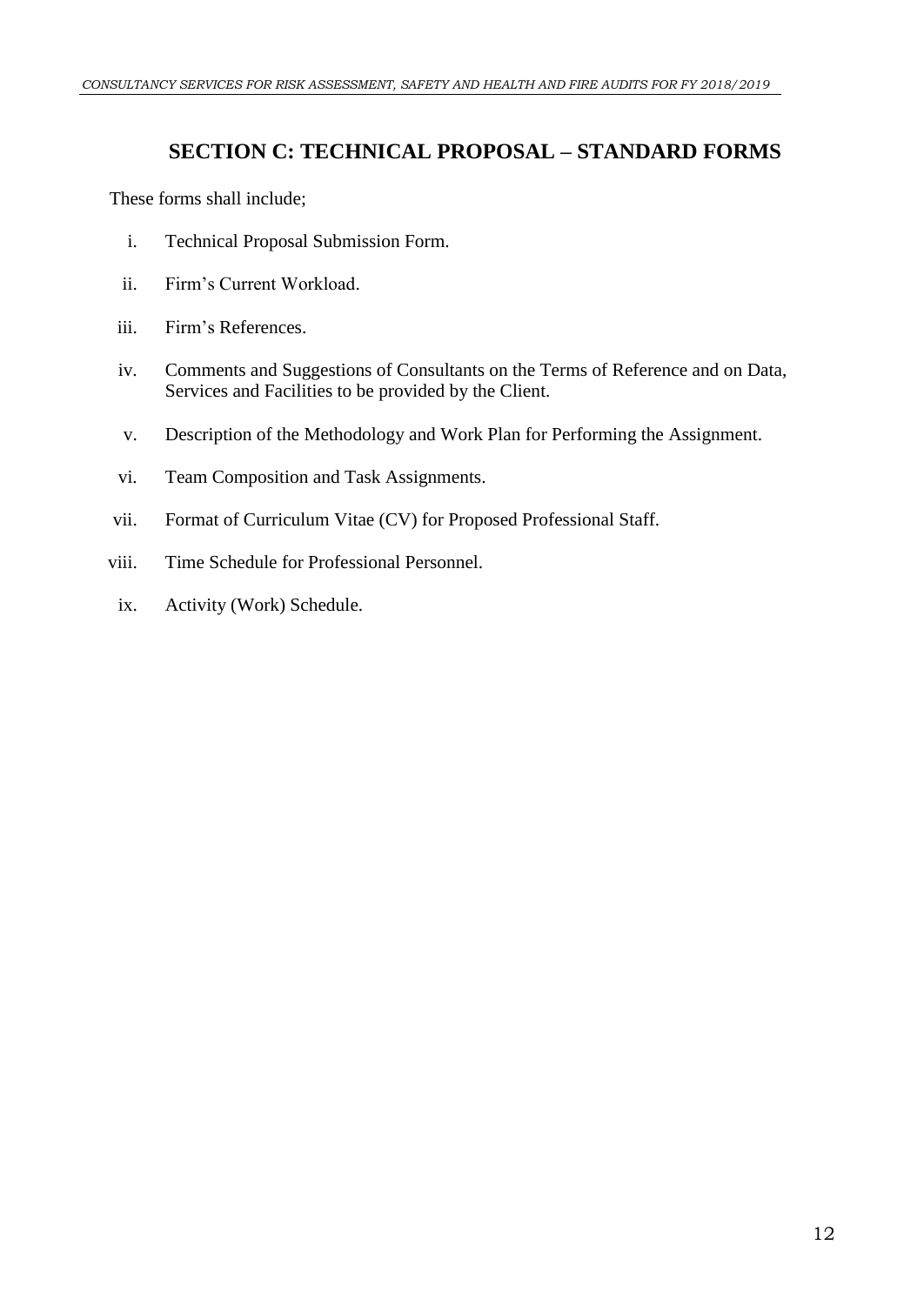## SECTION C: TECHNICAL PROPOSAL – STANDARD FORMS

These forms shall include;

i. Technical Proposal Submission Form.

ii. Firm's Current Workload.

iii. Firm's References.

iv. Comments and Suggestions of Consultants on the Terms of Reference and on Data, Services and Facilities to be provided by the Client.

v. Description of the Methodology and Work Plan for Performing the Assignment.

vi. Team Composition and Task Assignments.

vii. Format of Curriculum Vitae (CV) for Proposed Professional Staff.

viii. Time Schedule for Professional Personnel.

ix. Activity (Work) Schedule.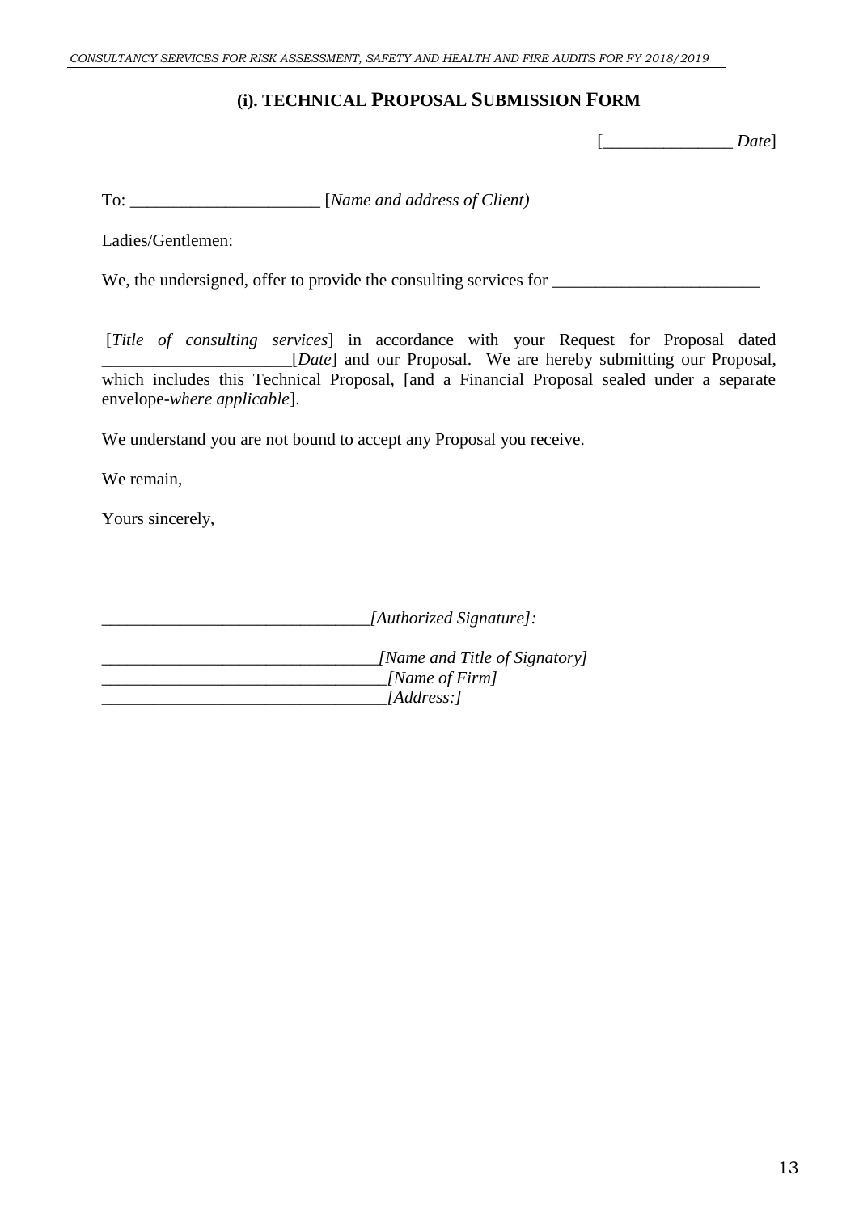## (i). TECHNICAL PROPOSAL SUBMISSION FORM

[_______________ *Date*]

To: ______________________ [*Name and address of Client)*

Ladies/Gentlemen:

We, the undersigned, offer to provide the consulting services for ________________________

[*Title of consulting services*] in accordance with your Request for Proposal dated ______________________[*Date*] and our Proposal. We are hereby submitting our Proposal, which includes this Technical Proposal, [and a Financial Proposal sealed under a separate envelope-*where applicable*].

We understand you are not bound to accept any Proposal you receive.

We remain,

Yours sincerely,

_______________________________*[Authorized Signature]:*

________________________________*[Name and Title of Signatory]*
_________________________________*[Name of Firm]*
_________________________________*[Address:]*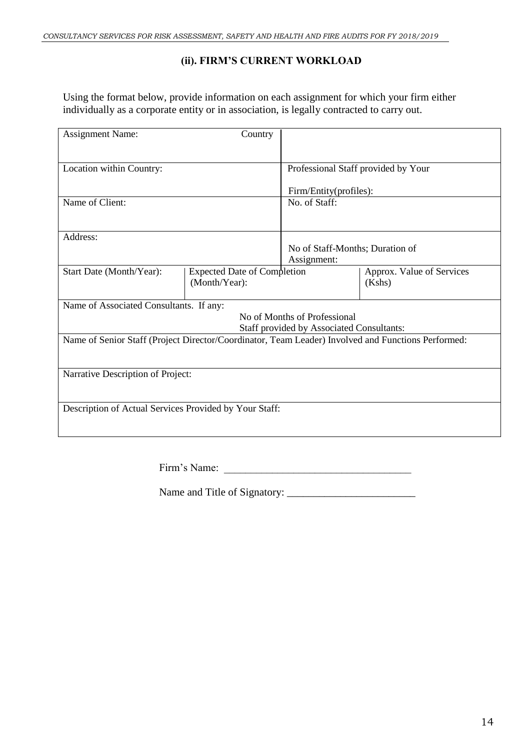### (ii). FIRM'S CURRENT WORKLOAD

Using the format below, provide information on each assignment for which your firm either individually as a corporate entity or in association, is legally contracted to carry out.

| Assignment Name: | Country | | |
|---|---|---|---|
| Location within Country: | | Professional Staff provided by Your Firm/Entity(profiles): | |
| Name of Client: | | No. of Staff: | |
| Address: | | No of Staff-Months; Duration of Assignment: | |
| Start Date (Month/Year): | Expected Date of Completion (Month/Year): | | Approx. Value of Services (Kshs) |
| Name of Associated Consultants. If any: No of Months of Professional Staff provided by Associated Consultants: | | | |
| Name of Senior Staff (Project Director/Coordinator, Team Leader) Involved and Functions Performed: | | | |
| Narrative Description of Project: | | | |
| Description of Actual Services Provided by Your Staff: | | | |

Firm's Name: ___________________________________

Name and Title of Signatory: ________________________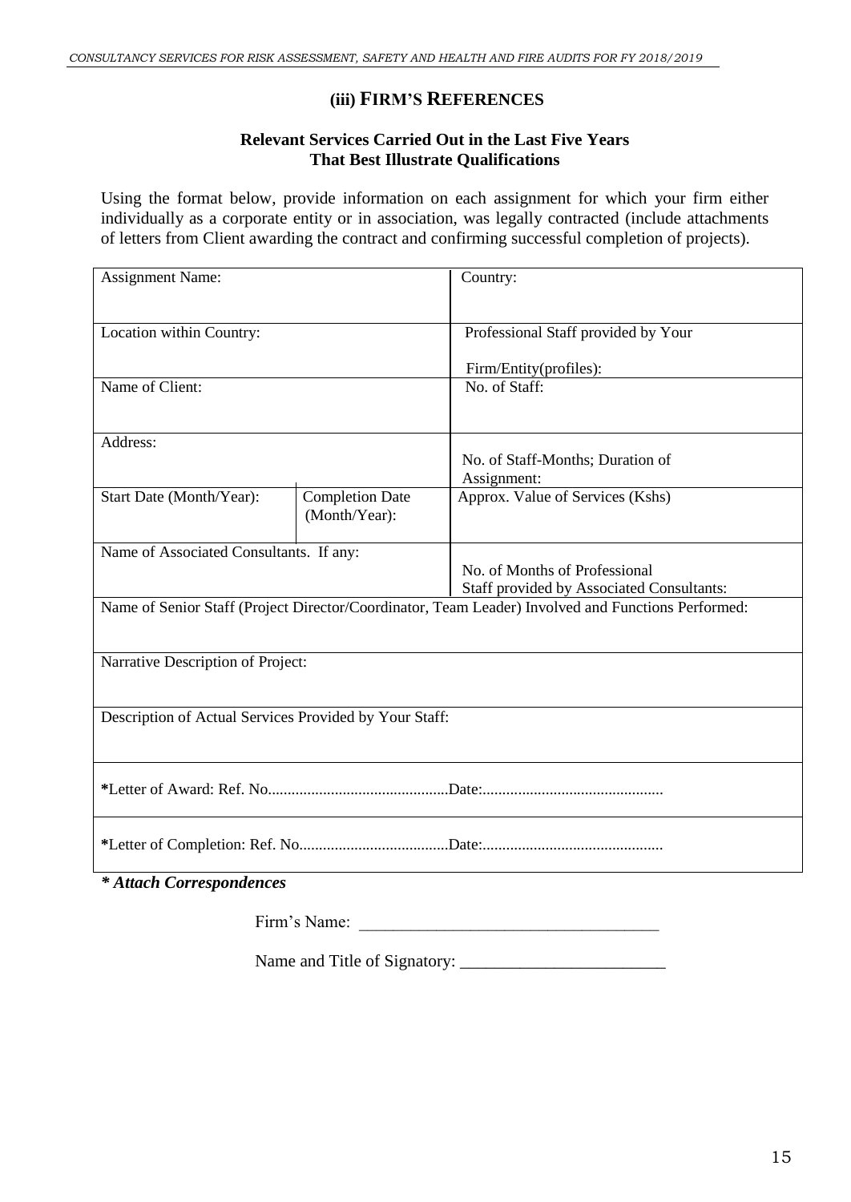### (iii) FIRM'S REFERENCES

**Relevant Services Carried Out in the Last Five Years**
**That Best Illustrate Qualifications**

Using the format below, provide information on each assignment for which your firm either individually as a corporate entity or in association, was legally contracted (include attachments of letters from Client awarding the contract and confirming successful completion of projects).

| Assignment Name: | | Country: |
|---|---|---|
| Location within Country: | | Professional Staff provided by Your Firm/Entity(profiles): |
| Name of Client: | | No. of Staff: |
| Address: | | No. of Staff-Months; Duration of Assignment: |
| Start Date (Month/Year): | Completion Date (Month/Year): | Approx. Value of Services (Kshs) |
| Name of Associated Consultants. If any: | | No. of Months of Professional Staff provided by Associated Consultants: |
| Name of Senior Staff (Project Director/Coordinator, Team Leader) Involved and Functions Performed: | | |
| Narrative Description of Project: | | |
| Description of Actual Services Provided by Your Staff: | | |
| *Letter of Award: Ref. No..............................................Date:............................................. | | |
| *Letter of Completion: Ref. No......................................Date:............................................. | | |

***\* Attach Correspondences***

Firm's Name: ____________________________________

Name and Title of Signatory: ________________________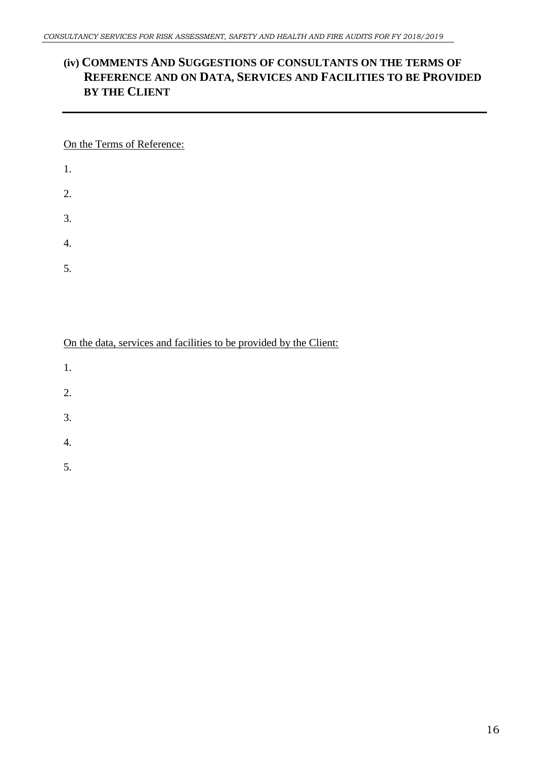## (iv) COMMENTS AND SUGGESTIONS OF CONSULTANTS ON THE TERMS OF REFERENCE AND ON DATA, SERVICES AND FACILITIES TO BE PROVIDED BY THE CLIENT

On the Terms of Reference:

1.

2.

3.

4.

5.

On the data, services and facilities to be provided by the Client:

1.

2.

3.

4.

5.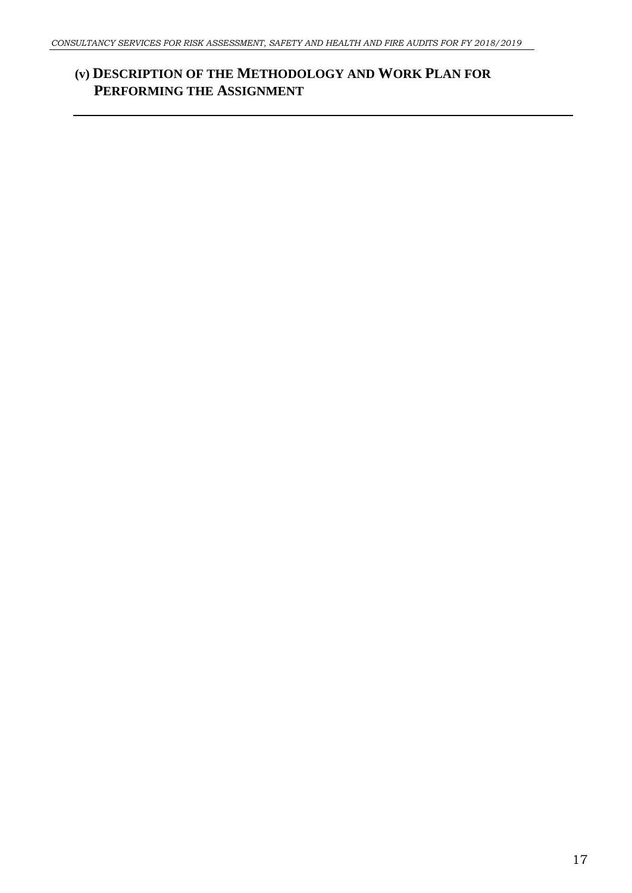## (v) Description of the Methodology and Work Plan for Performing the Assignment

---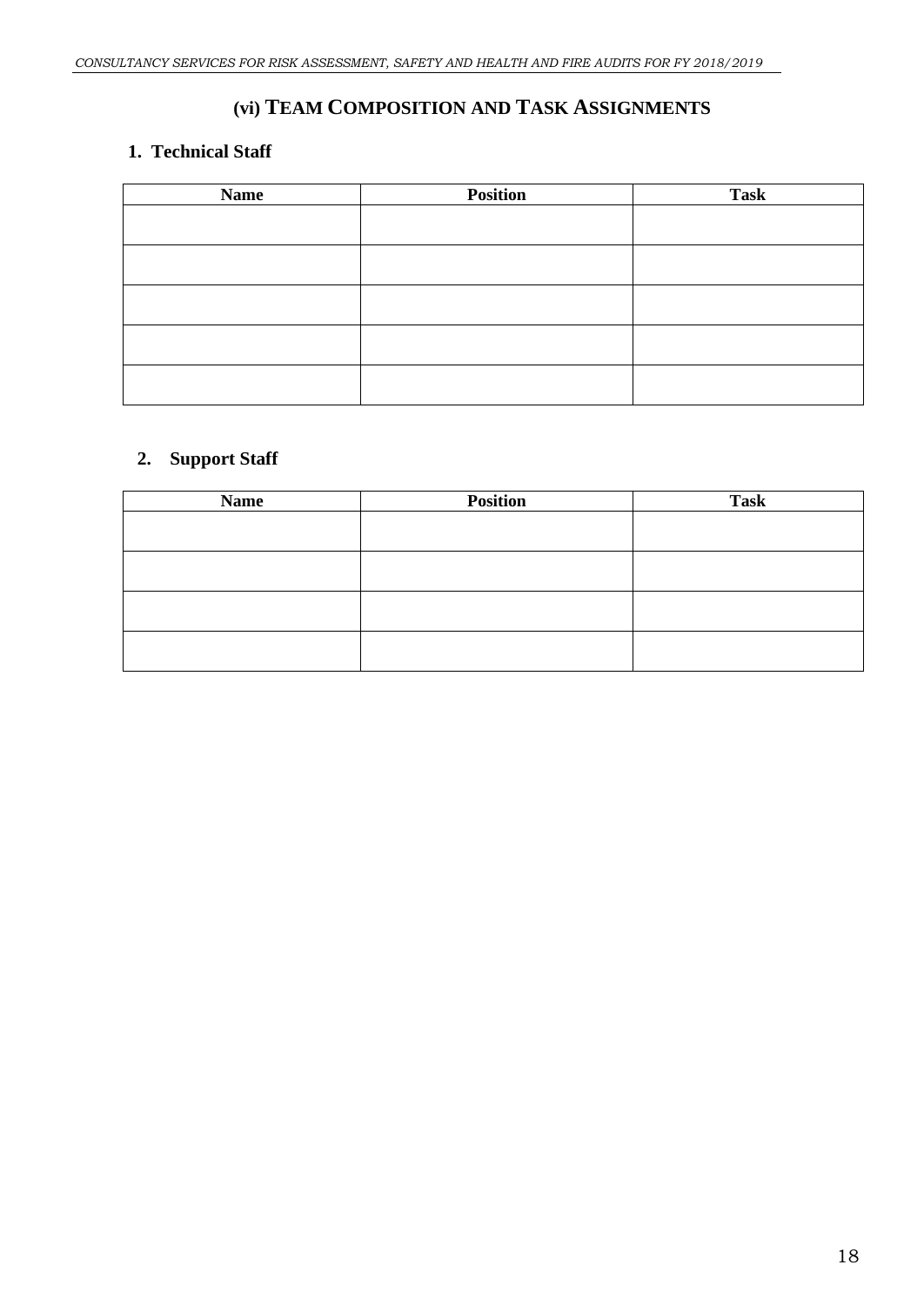## (vi) TEAM COMPOSITION AND TASK ASSIGNMENTS

### 1. Technical Staff

| Name | Position | Task |
|---|---|---|
| | | |
| | | |
| | | |
| | | |
| | | |

### 2. Support Staff

| Name | Position | Task |
|---|---|---|
| | | |
| | | |
| | | |
| | | |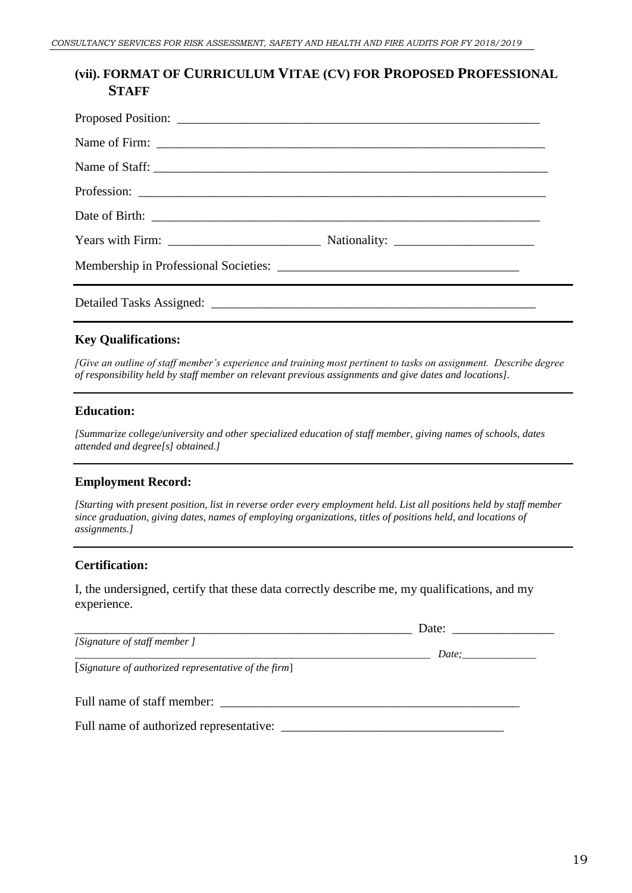## (vii). FORMAT OF CURRICULUM VITAE (CV) FOR PROPOSED PROFESSIONAL STAFF

Proposed Position: ___________________________________________________________

Name of Firm: ______________________________________________________________

Name of Staff: ______________________________________________________________

Profession: _________________________________________________________________

Date of Birth: _______________________________________________________________

Years with Firm: ________________________ Nationality: ______________________

Membership in Professional Societies: _____________________________________

---

Detailed Tasks Assigned: ___________________________________________________

---

**Key Qualifications:**

*[Give an outline of staff member's experience and training most pertinent to tasks on assignment. Describe degree of responsibility held by staff member on relevant previous assignments and give dates and locations].*

---

**Education:**

*[Summarize college/university and other specialized education of staff member, giving names of schools, dates attended and degree[s] obtained.]*

---

**Employment Record:**

*[Starting with present position, list in reverse order every employment held. List all positions held by staff member since graduation, giving dates, names of employing organizations, titles of positions held, and locations of assignments.]*

---

**Certification:**

I, the undersigned, certify that these data correctly describe me, my qualifications, and my experience.

_______________________________________________________ Date: ________________

*[Signature of staff member ]*

_______________________________________________________ *Date;*_____________

[*Signature of authorized representative of the firm*]

Full name of staff member: ________________________________________________

Full name of authorized representative: ___________________________________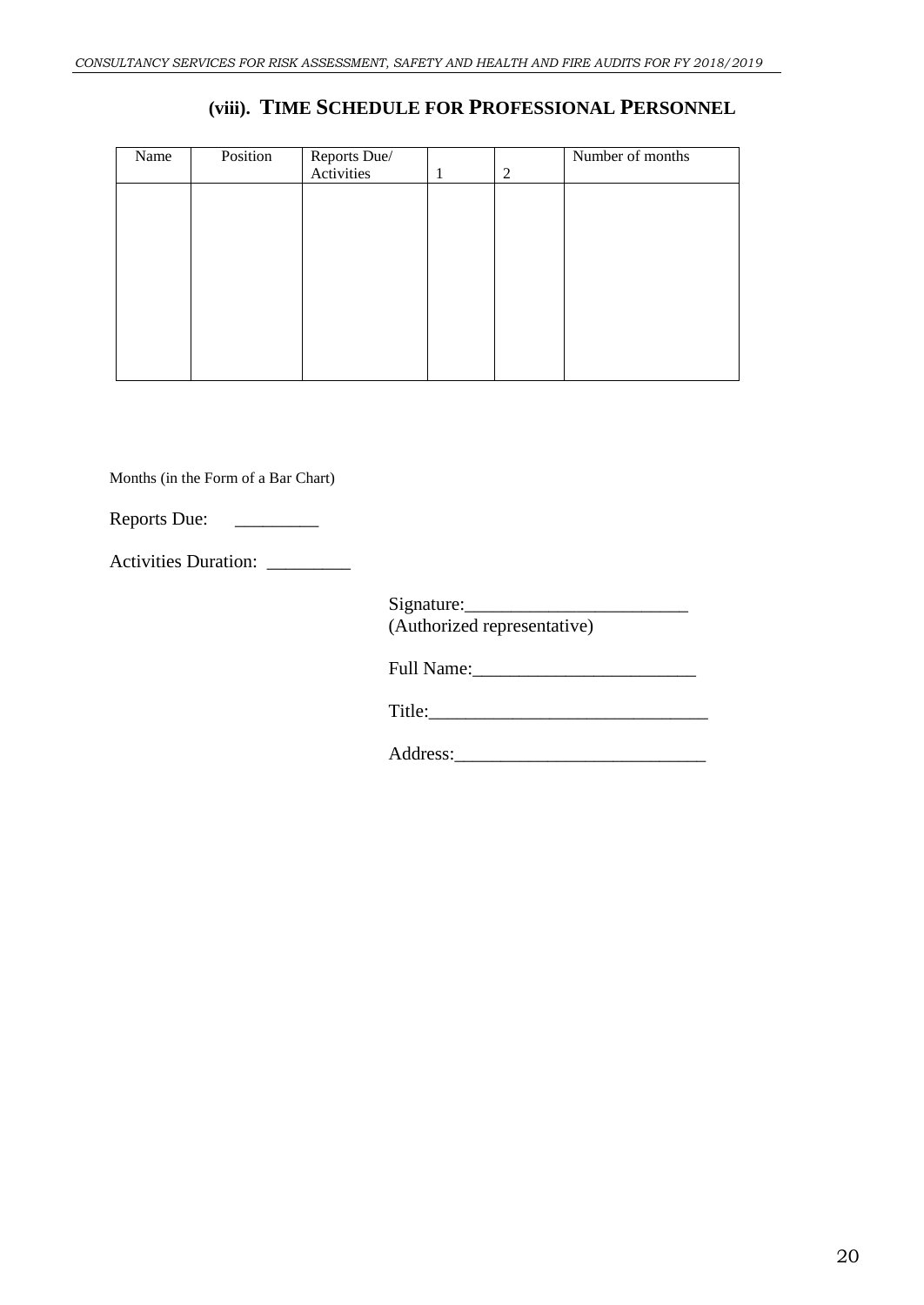## (viii). TIME SCHEDULE FOR PROFESSIONAL PERSONNEL

| Name | Position | Reports Due/ Activities | 1 | 2 | Number of months |
|---|---|---|---|---|---|
| | | | | | |

Months (in the Form of a Bar Chart)

Reports Due: _________

Activities Duration: _________

Signature:________________________
(Authorized representative)

Full Name:________________________

Title:______________________________

Address:___________________________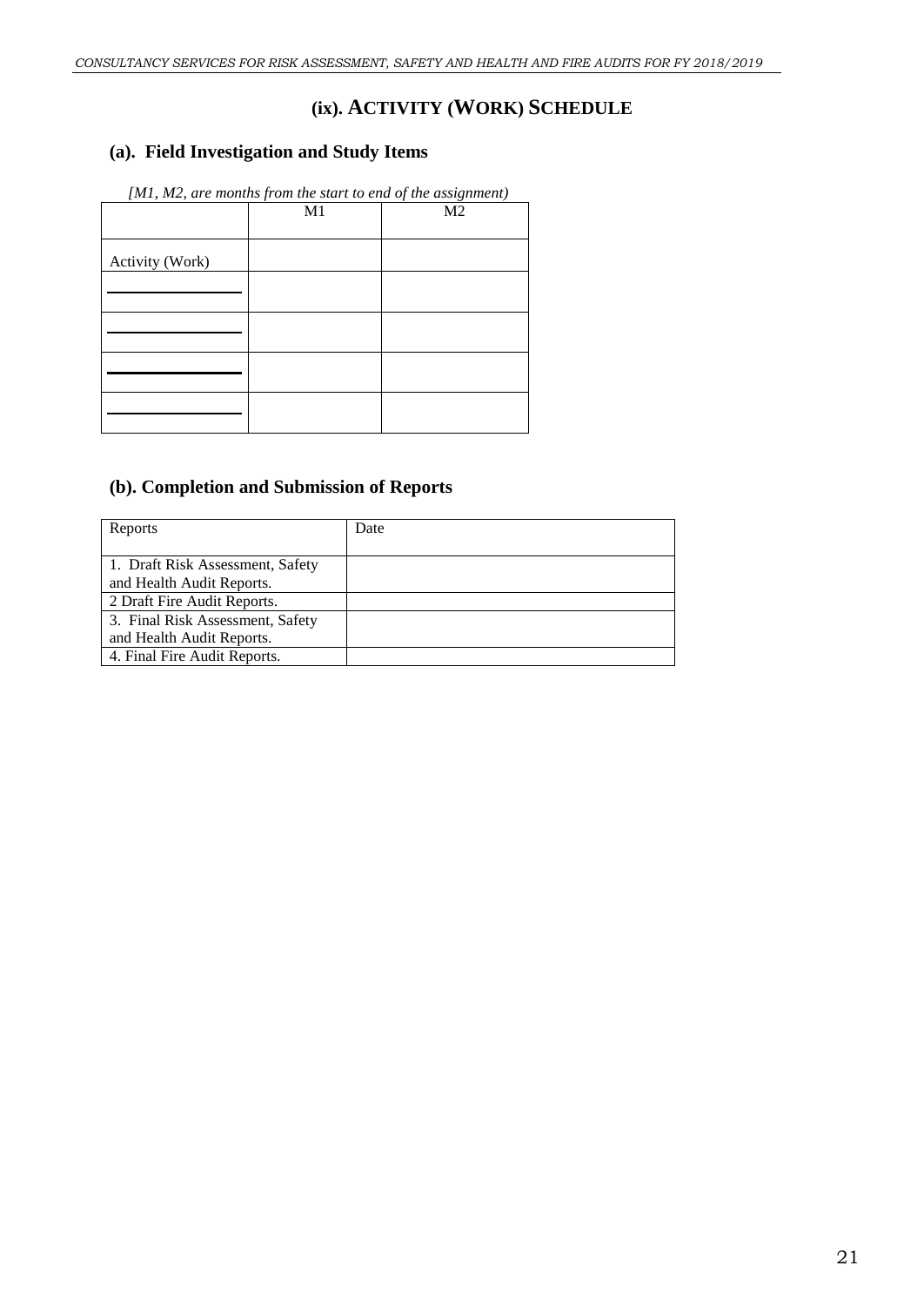## (ix). ACTIVITY (WORK) SCHEDULE

### (a). Field Investigation and Study Items

*[M1, M2, are months from the start to end of the assignment)*

| | M1 | M2 |
|---|---|---|
| Activity (Work) | | |
| ______________ | | |
| ______________ | | |
| ______________ | | |
| ______________ | | |

### (b). Completion and Submission of Reports

| Reports | Date |
|---|---|
| 1. Draft Risk Assessment, Safety and Health Audit Reports. | |
| 2 Draft Fire Audit Reports. | |
| 3. Final Risk Assessment, Safety and Health Audit Reports. | |
| 4. Final Fire Audit Reports. | |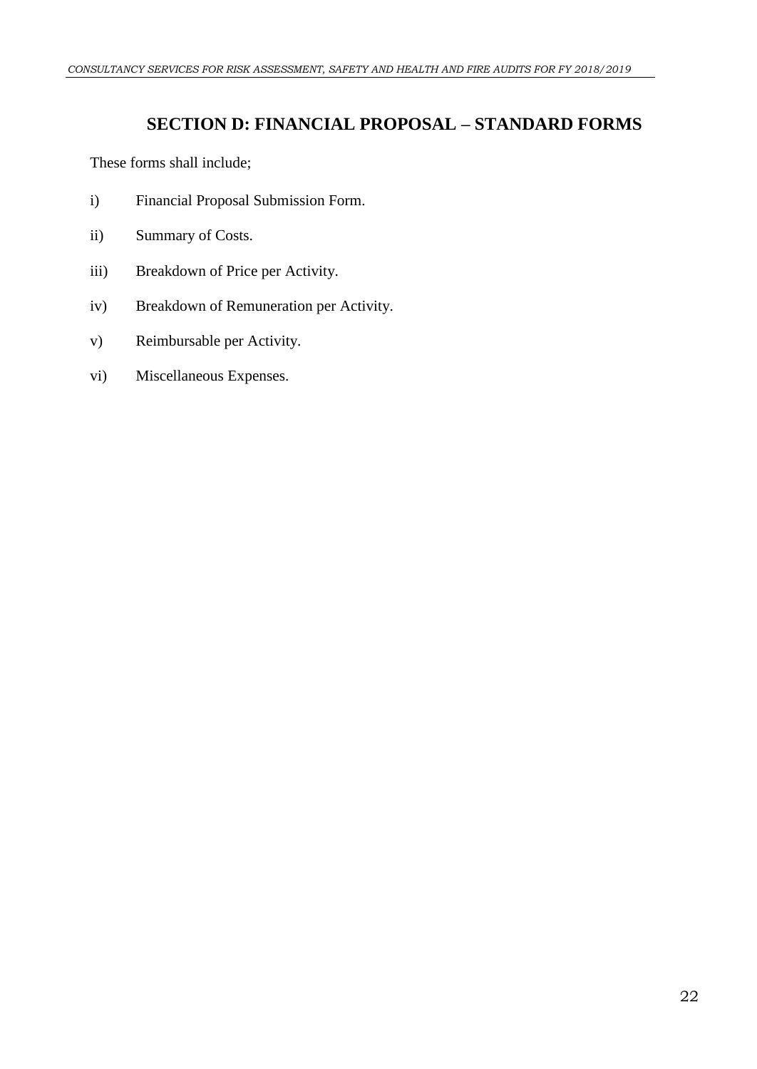## SECTION D: FINANCIAL PROPOSAL – STANDARD FORMS

These forms shall include;

i) Financial Proposal Submission Form.

ii) Summary of Costs.

iii) Breakdown of Price per Activity.

iv) Breakdown of Remuneration per Activity.

v) Reimbursable per Activity.

vi) Miscellaneous Expenses.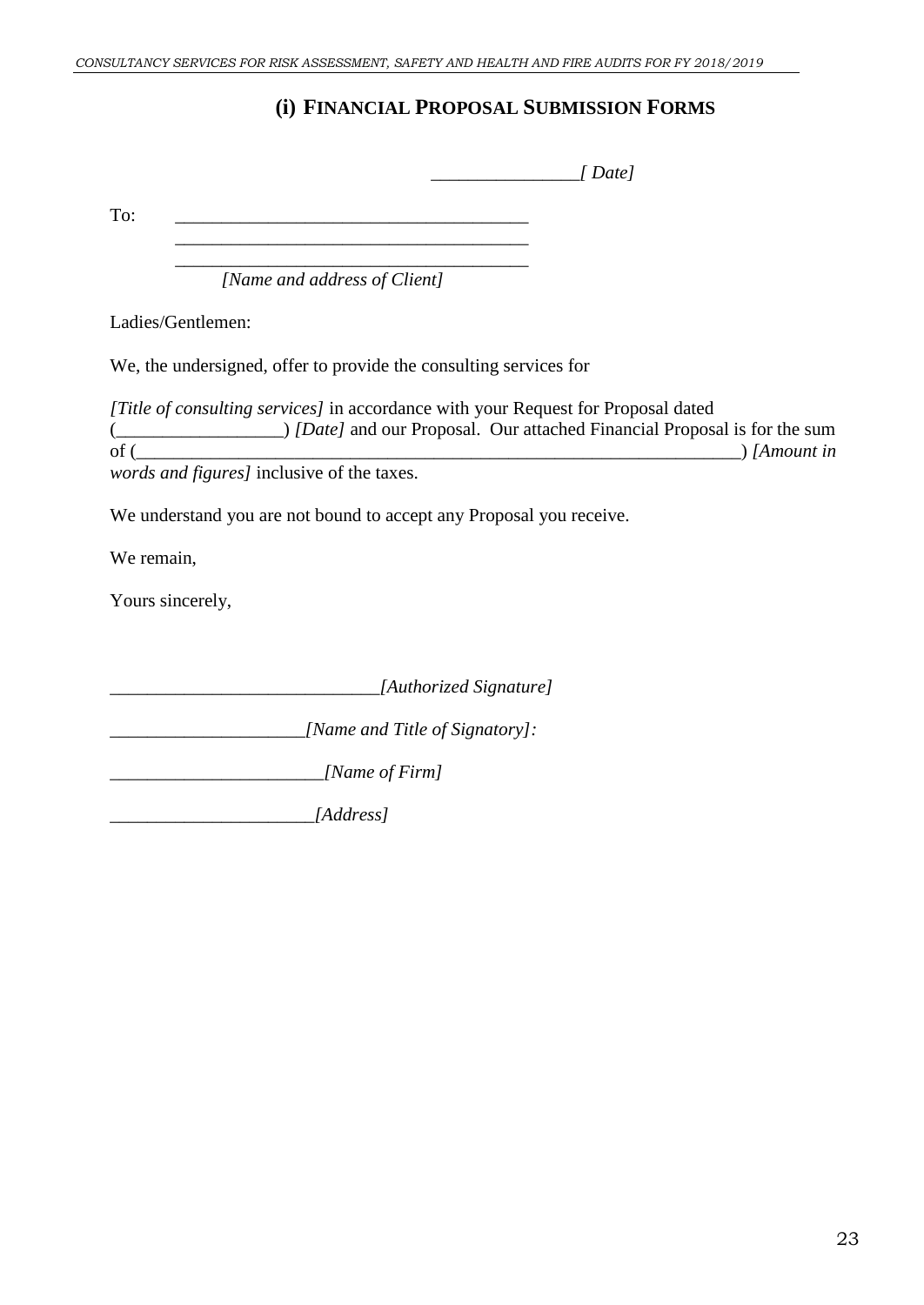## (i) FINANCIAL PROPOSAL SUBMISSION FORMS

_______________*[ Date]*

To: _____________________________________
_____________________________________
_____________________________________
*[Name and address of Client]*

Ladies/Gentlemen:

We, the undersigned, offer to provide the consulting services for

*[Title of consulting services]* in accordance with your Request for Proposal dated (_________________) *[Date]* and our Proposal. Our attached Financial Proposal is for the sum of (______________________________________________________________) *[Amount in words and figures]* inclusive of the taxes.

We understand you are not bound to accept any Proposal you receive.

We remain,

Yours sincerely,

____________________________*[Authorized Signature]*

____________________*[Name and Title of Signatory]:*

______________________*[Name of Firm]*

_____________________*[Address]*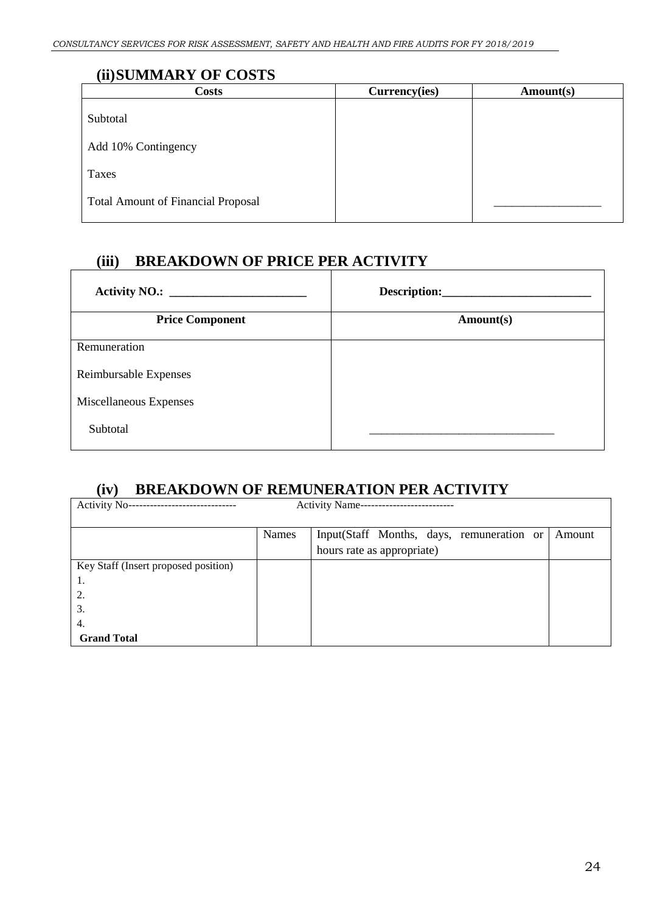## (ii) SUMMARY OF COSTS

| Costs | Currency(ies) | Amount(s) |
|---|---|---|
| Subtotal | | |
| Add 10% Contingency | | |
| Taxes | | |
| Total Amount of Financial Proposal | | ________________ |

## (iii) BREAKDOWN OF PRICE PER ACTIVITY

| Activity NO.: ______________________ | Description:________________________ |
|---|---|
| **Price Component** | **Amount(s)** |
| Remuneration | |
| Reimbursable Expenses | |
| Miscellaneous Expenses | |
| Subtotal | _____________________________ |

## (iv) BREAKDOWN OF REMUNERATION PER ACTIVITY

| Activity No------------------------------ | Activity Name-------------------------- | | |
|---|---|---|---|
| | Names | Input(Staff Months, days, remuneration or hours rate as appropriate) | Amount |
| Key Staff (Insert proposed position)<br>1.<br>2.<br>3.<br>4. | | | |
| **Grand Total** | | | |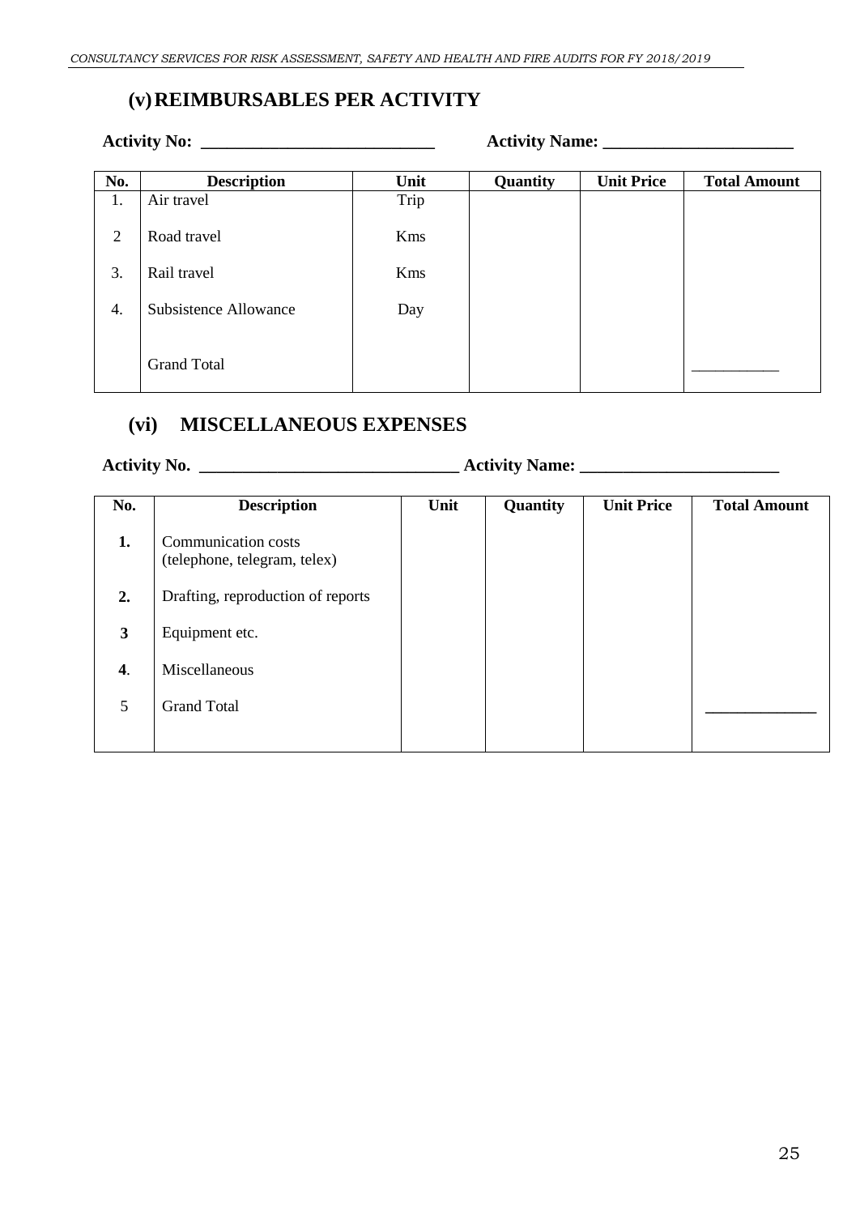## (v) REIMBURSABLES PER ACTIVITY

**Activity No: ___________________________ Activity Name: ______________________**

| No. | Description | Unit | Quantity | Unit Price | Total Amount |
|---|---|---|---|---|---|
| 1. | Air travel | Trip | | | |
| 2 | Road travel | Kms | | | |
| 3. | Rail travel | Kms | | | |
| 4. | Subsistence Allowance | Day | | | |
| | Grand Total | | | | ___________ |

## (vi) MISCELLANEOUS EXPENSES

**Activity No. _____________________________ Activity Name: ______________________**

| No. | Description | Unit | Quantity | Unit Price | Total Amount |
|---|---|---|---|---|---|
| **1.** | Communication costs (telephone, telegram, telex) | | | | |
| **2.** | Drafting, reproduction of reports | | | | |
| **3** | Equipment etc. | | | | |
| **4**. | Miscellaneous | | | | |
| 5 | Grand Total | | | | _____________ |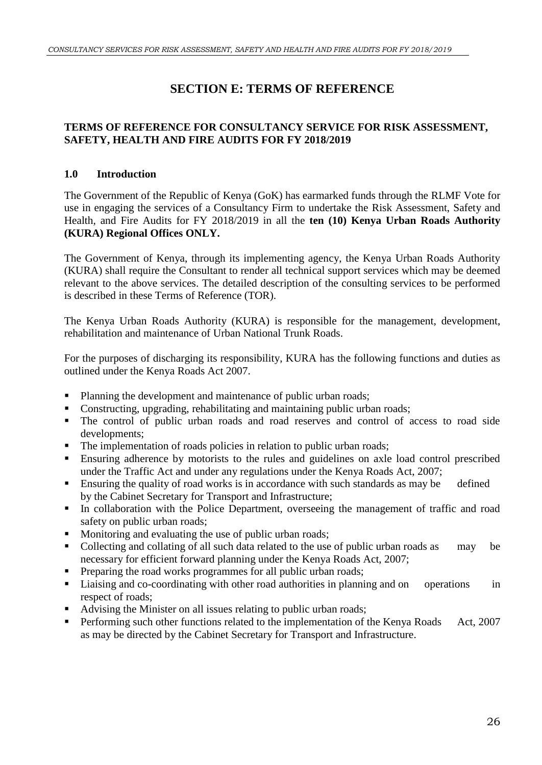# SECTION E: TERMS OF REFERENCE

## TERMS OF REFERENCE FOR CONSULTANCY SERVICE FOR RISK ASSESSMENT, SAFETY, HEALTH AND FIRE AUDITS FOR FY 2018/2019

### 1.0 Introduction

The Government of the Republic of Kenya (GoK) has earmarked funds through the RLMF Vote for use in engaging the services of a Consultancy Firm to undertake the Risk Assessment, Safety and Health, and Fire Audits for FY 2018/2019 in all the **ten (10) Kenya Urban Roads Authority (KURA) Regional Offices ONLY.**

The Government of Kenya, through its implementing agency, the Kenya Urban Roads Authority (KURA) shall require the Consultant to render all technical support services which may be deemed relevant to the above services. The detailed description of the consulting services to be performed is described in these Terms of Reference (TOR).

The Kenya Urban Roads Authority (KURA) is responsible for the management, development, rehabilitation and maintenance of Urban National Trunk Roads.

For the purposes of discharging its responsibility, KURA has the following functions and duties as outlined under the Kenya Roads Act 2007.

- Planning the development and maintenance of public urban roads;
- Constructing, upgrading, rehabilitating and maintaining public urban roads;
- The control of public urban roads and road reserves and control of access to road side developments;
- The implementation of roads policies in relation to public urban roads;
- Ensuring adherence by motorists to the rules and guidelines on axle load control prescribed under the Traffic Act and under any regulations under the Kenya Roads Act, 2007;
- Ensuring the quality of road works is in accordance with such standards as may be defined by the Cabinet Secretary for Transport and Infrastructure;
- In collaboration with the Police Department, overseeing the management of traffic and road safety on public urban roads;
- Monitoring and evaluating the use of public urban roads;
- Collecting and collating of all such data related to the use of public urban roads as may be necessary for efficient forward planning under the Kenya Roads Act, 2007;
- Preparing the road works programmes for all public urban roads;
- Liaising and co-coordinating with other road authorities in planning and on operations in respect of roads;
- Advising the Minister on all issues relating to public urban roads;
- Performing such other functions related to the implementation of the Kenya Roads Act, 2007 as may be directed by the Cabinet Secretary for Transport and Infrastructure.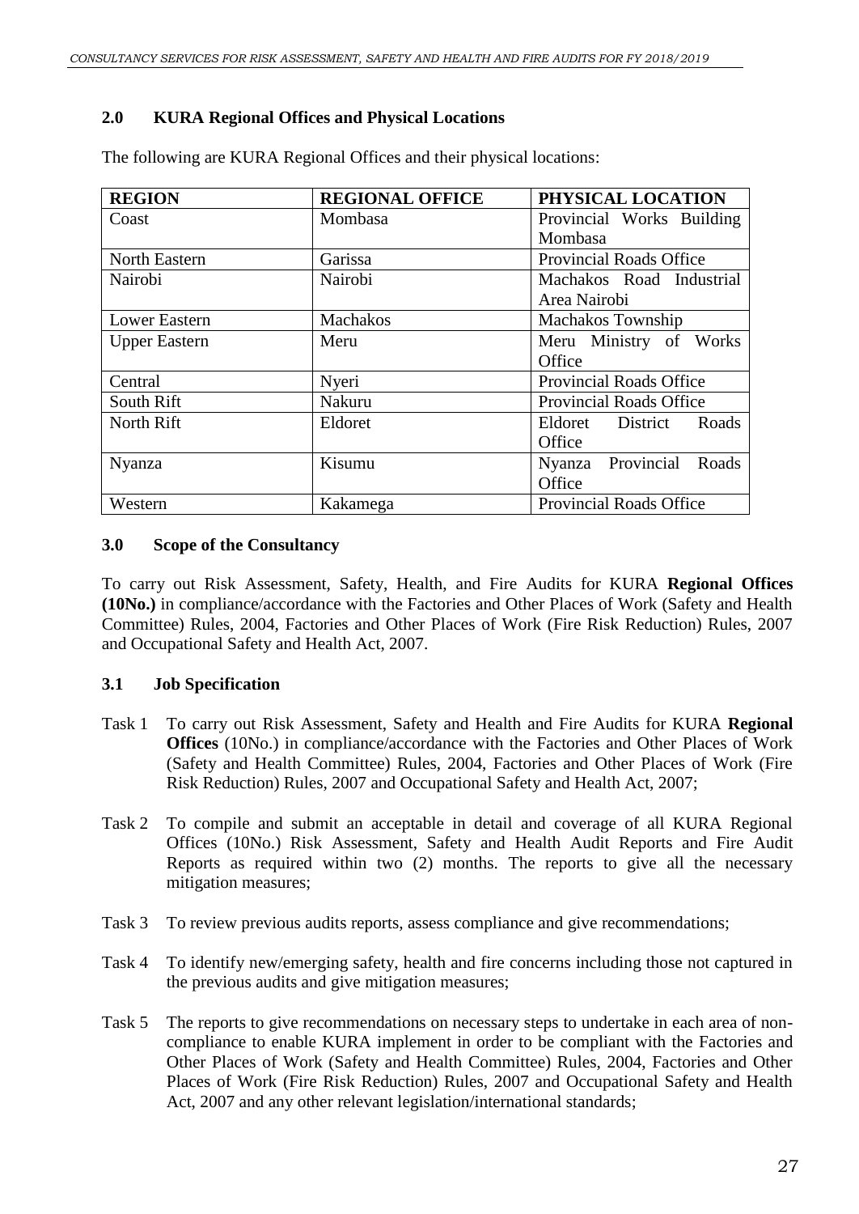## 2.0 KURA Regional Offices and Physical Locations

The following are KURA Regional Offices and their physical locations:

| REGION | REGIONAL OFFICE | PHYSICAL LOCATION |
|---|---|---|
| Coast | Mombasa | Provincial Works Building Mombasa |
| North Eastern | Garissa | Provincial Roads Office |
| Nairobi | Nairobi | Machakos Road Industrial Area Nairobi |
| Lower Eastern | Machakos | Machakos Township |
| Upper Eastern | Meru | Meru Ministry of Works Office |
| Central | Nyeri | Provincial Roads Office |
| South Rift | Nakuru | Provincial Roads Office |
| North Rift | Eldoret | Eldoret District Roads Office |
| Nyanza | Kisumu | Nyanza Provincial Roads Office |
| Western | Kakamega | Provincial Roads Office |

## 3.0 Scope of the Consultancy

To carry out Risk Assessment, Safety, Health, and Fire Audits for KURA **Regional Offices (10No.)** in compliance/accordance with the Factories and Other Places of Work (Safety and Health Committee) Rules, 2004, Factories and Other Places of Work (Fire Risk Reduction) Rules, 2007 and Occupational Safety and Health Act, 2007.

### 3.1 Job Specification

Task 1 To carry out Risk Assessment, Safety and Health and Fire Audits for KURA **Regional Offices** (10No.) in compliance/accordance with the Factories and Other Places of Work (Safety and Health Committee) Rules, 2004, Factories and Other Places of Work (Fire Risk Reduction) Rules, 2007 and Occupational Safety and Health Act, 2007;

Task 2 To compile and submit an acceptable in detail and coverage of all KURA Regional Offices (10No.) Risk Assessment, Safety and Health Audit Reports and Fire Audit Reports as required within two (2) months. The reports to give all the necessary mitigation measures;

Task 3 To review previous audits reports, assess compliance and give recommendations;

Task 4 To identify new/emerging safety, health and fire concerns including those not captured in the previous audits and give mitigation measures;

Task 5 The reports to give recommendations on necessary steps to undertake in each area of non-compliance to enable KURA implement in order to be compliant with the Factories and Other Places of Work (Safety and Health Committee) Rules, 2004, Factories and Other Places of Work (Fire Risk Reduction) Rules, 2007 and Occupational Safety and Health Act, 2007 and any other relevant legislation/international standards;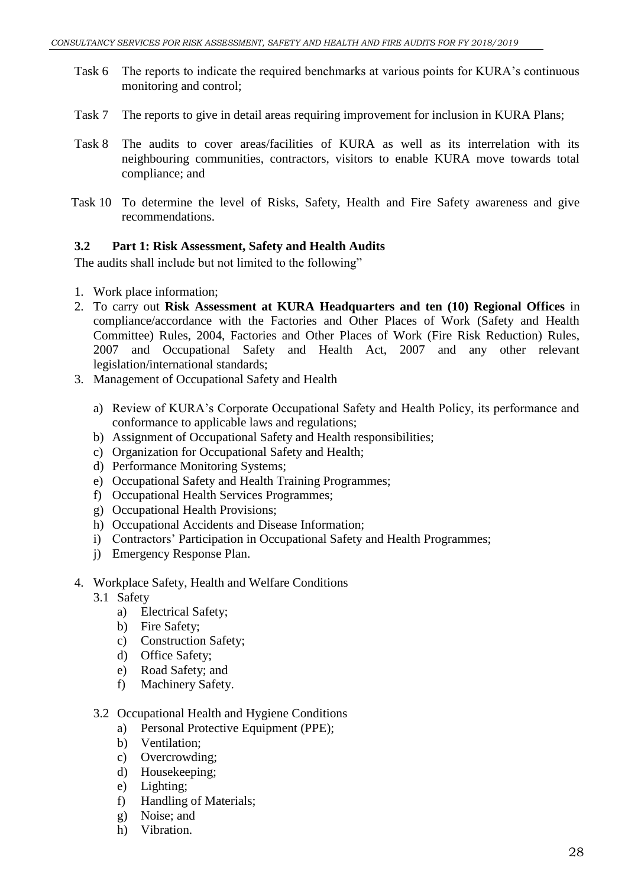Task 6 The reports to indicate the required benchmarks at various points for KURA's continuous monitoring and control;

Task 7 The reports to give in detail areas requiring improvement for inclusion in KURA Plans;

Task 8 The audits to cover areas/facilities of KURA as well as its interrelation with its neighbouring communities, contractors, visitors to enable KURA move towards total compliance; and

Task 10 To determine the level of Risks, Safety, Health and Fire Safety awareness and give recommendations.

### 3.2 Part 1: Risk Assessment, Safety and Health Audits

The audits shall include but not limited to the following"

1. Work place information;
2. To carry out **Risk Assessment at KURA Headquarters and ten (10) Regional Offices** in compliance/accordance with the Factories and Other Places of Work (Safety and Health Committee) Rules, 2004, Factories and Other Places of Work (Fire Risk Reduction) Rules, 2007 and Occupational Safety and Health Act, 2007 and any other relevant legislation/international standards;
3. Management of Occupational Safety and Health
   - a) Review of KURA's Corporate Occupational Safety and Health Policy, its performance and conformance to applicable laws and regulations;
   - b) Assignment of Occupational Safety and Health responsibilities;
   - c) Organization for Occupational Safety and Health;
   - d) Performance Monitoring Systems;
   - e) Occupational Safety and Health Training Programmes;
   - f) Occupational Health Services Programmes;
   - g) Occupational Health Provisions;
   - h) Occupational Accidents and Disease Information;
   - i) Contractors' Participation in Occupational Safety and Health Programmes;
   - j) Emergency Response Plan.
4. Workplace Safety, Health and Welfare Conditions
   - 3.1 Safety
     - a) Electrical Safety;
     - b) Fire Safety;
     - c) Construction Safety;
     - d) Office Safety;
     - e) Road Safety; and
     - f) Machinery Safety.
   - 3.2 Occupational Health and Hygiene Conditions
     - a) Personal Protective Equipment (PPE);
     - b) Ventilation;
     - c) Overcrowding;
     - d) Housekeeping;
     - e) Lighting;
     - f) Handling of Materials;
     - g) Noise; and
     - h) Vibration.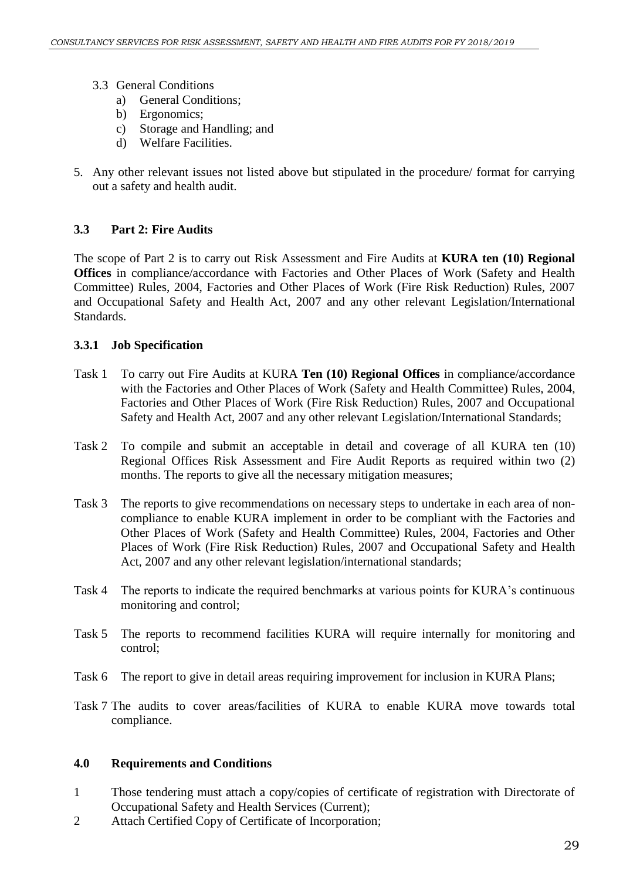3.3 General Conditions

a) General Conditions;
b) Ergonomics;
c) Storage and Handling; and
d) Welfare Facilities.

5. Any other relevant issues not listed above but stipulated in the procedure/ format for carrying out a safety and health audit.

### 3.3 Part 2: Fire Audits

The scope of Part 2 is to carry out Risk Assessment and Fire Audits at **KURA ten (10) Regional Offices** in compliance/accordance with Factories and Other Places of Work (Safety and Health Committee) Rules, 2004, Factories and Other Places of Work (Fire Risk Reduction) Rules, 2007 and Occupational Safety and Health Act, 2007 and any other relevant Legislation/International Standards.

#### 3.3.1 Job Specification

Task 1 To carry out Fire Audits at KURA **Ten (10) Regional Offices** in compliance/accordance with the Factories and Other Places of Work (Safety and Health Committee) Rules, 2004, Factories and Other Places of Work (Fire Risk Reduction) Rules, 2007 and Occupational Safety and Health Act, 2007 and any other relevant Legislation/International Standards;

Task 2 To compile and submit an acceptable in detail and coverage of all KURA ten (10) Regional Offices Risk Assessment and Fire Audit Reports as required within two (2) months. The reports to give all the necessary mitigation measures;

Task 3 The reports to give recommendations on necessary steps to undertake in each area of non-compliance to enable KURA implement in order to be compliant with the Factories and Other Places of Work (Safety and Health Committee) Rules, 2004, Factories and Other Places of Work (Fire Risk Reduction) Rules, 2007 and Occupational Safety and Health Act, 2007 and any other relevant legislation/international standards;

Task 4 The reports to indicate the required benchmarks at various points for KURA's continuous monitoring and control;

Task 5 The reports to recommend facilities KURA will require internally for monitoring and control;

Task 6 The report to give in detail areas requiring improvement for inclusion in KURA Plans;

Task 7 The audits to cover areas/facilities of KURA to enable KURA move towards total compliance.

### 4.0 Requirements and Conditions

1 Those tendering must attach a copy/copies of certificate of registration with Directorate of Occupational Safety and Health Services (Current);

2 Attach Certified Copy of Certificate of Incorporation;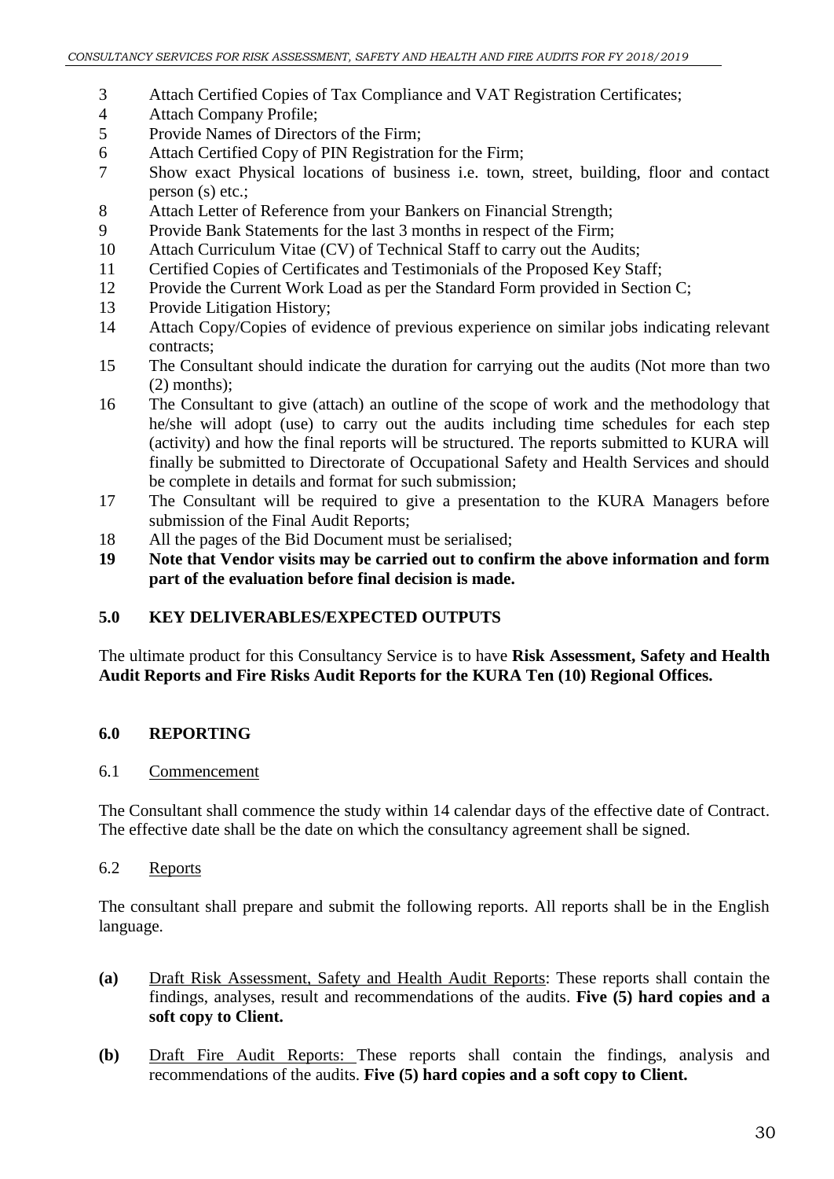3 Attach Certified Copies of Tax Compliance and VAT Registration Certificates;
4 Attach Company Profile;
5 Provide Names of Directors of the Firm;
6 Attach Certified Copy of PIN Registration for the Firm;
7 Show exact Physical locations of business i.e. town, street, building, floor and contact person (s) etc.;
8 Attach Letter of Reference from your Bankers on Financial Strength;
9 Provide Bank Statements for the last 3 months in respect of the Firm;
10 Attach Curriculum Vitae (CV) of Technical Staff to carry out the Audits;
11 Certified Copies of Certificates and Testimonials of the Proposed Key Staff;
12 Provide the Current Work Load as per the Standard Form provided in Section C;
13 Provide Litigation History;
14 Attach Copy/Copies of evidence of previous experience on similar jobs indicating relevant contracts;
15 The Consultant should indicate the duration for carrying out the audits (Not more than two (2) months);
16 The Consultant to give (attach) an outline of the scope of work and the methodology that he/she will adopt (use) to carry out the audits including time schedules for each step (activity) and how the final reports will be structured. The reports submitted to KURA will finally be submitted to Directorate of Occupational Safety and Health Services and should be complete in details and format for such submission;
17 The Consultant will be required to give a presentation to the KURA Managers before submission of the Final Audit Reports;
18 All the pages of the Bid Document must be serialised;
**19 Note that Vendor visits may be carried out to confirm the above information and form part of the evaluation before final decision is made.**

## 5.0 KEY DELIVERABLES/EXPECTED OUTPUTS

The ultimate product for this Consultancy Service is to have **Risk Assessment, Safety and Health Audit Reports and Fire Risks Audit Reports for the KURA Ten (10) Regional Offices.**

## 6.0 REPORTING

### 6.1 Commencement

The Consultant shall commence the study within 14 calendar days of the effective date of Contract. The effective date shall be the date on which the consultancy agreement shall be signed.

### 6.2 Reports

The consultant shall prepare and submit the following reports. All reports shall be in the English language.

**(a)** Draft Risk Assessment, Safety and Health Audit Reports: These reports shall contain the findings, analyses, result and recommendations of the audits. **Five (5) hard copies and a soft copy to Client.**

**(b)** Draft Fire Audit Reports: These reports shall contain the findings, analysis and recommendations of the audits. **Five (5) hard copies and a soft copy to Client.**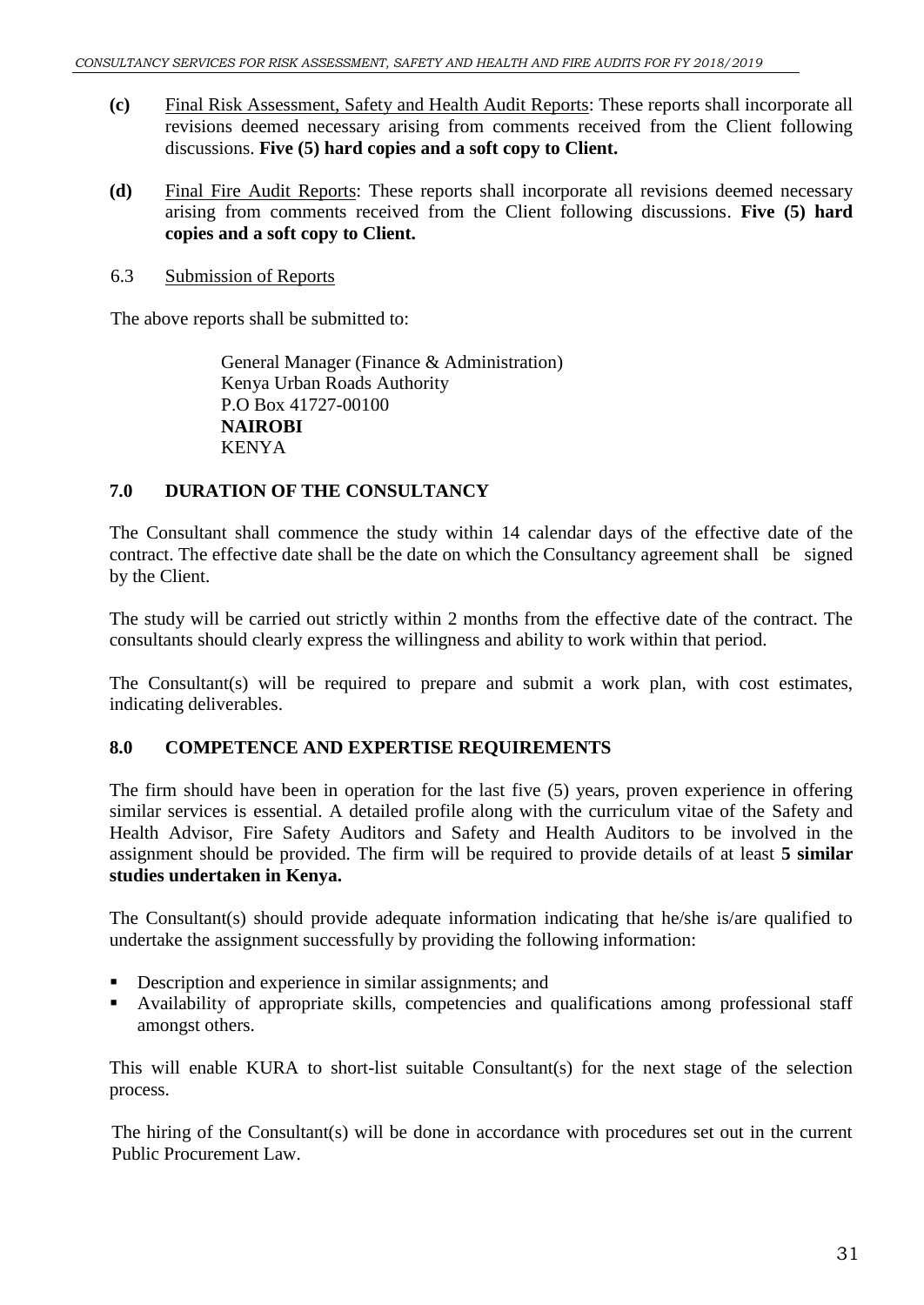**(c)** Final Risk Assessment, Safety and Health Audit Reports: These reports shall incorporate all revisions deemed necessary arising from comments received from the Client following discussions. **Five (5) hard copies and a soft copy to Client.**

**(d)** Final Fire Audit Reports: These reports shall incorporate all revisions deemed necessary arising from comments received from the Client following discussions. **Five (5) hard copies and a soft copy to Client.**

6.3 Submission of Reports

The above reports shall be submitted to:

General Manager (Finance & Administration)
Kenya Urban Roads Authority
P.O Box 41727-00100
**NAIROBI**
KENYA

## 7.0 DURATION OF THE CONSULTANCY

The Consultant shall commence the study within 14 calendar days of the effective date of the contract. The effective date shall be the date on which the Consultancy agreement shall be signed by the Client.

The study will be carried out strictly within 2 months from the effective date of the contract. The consultants should clearly express the willingness and ability to work within that period.

The Consultant(s) will be required to prepare and submit a work plan, with cost estimates, indicating deliverables.

## 8.0 COMPETENCE AND EXPERTISE REQUIREMENTS

The firm should have been in operation for the last five (5) years, proven experience in offering similar services is essential. A detailed profile along with the curriculum vitae of the Safety and Health Advisor, Fire Safety Auditors and Safety and Health Auditors to be involved in the assignment should be provided. The firm will be required to provide details of at least **5 similar studies undertaken in Kenya.**

The Consultant(s) should provide adequate information indicating that he/she is/are qualified to undertake the assignment successfully by providing the following information:

- Description and experience in similar assignments; and
- Availability of appropriate skills, competencies and qualifications among professional staff amongst others.

This will enable KURA to short-list suitable Consultant(s) for the next stage of the selection process.

The hiring of the Consultant(s) will be done in accordance with procedures set out in the current Public Procurement Law.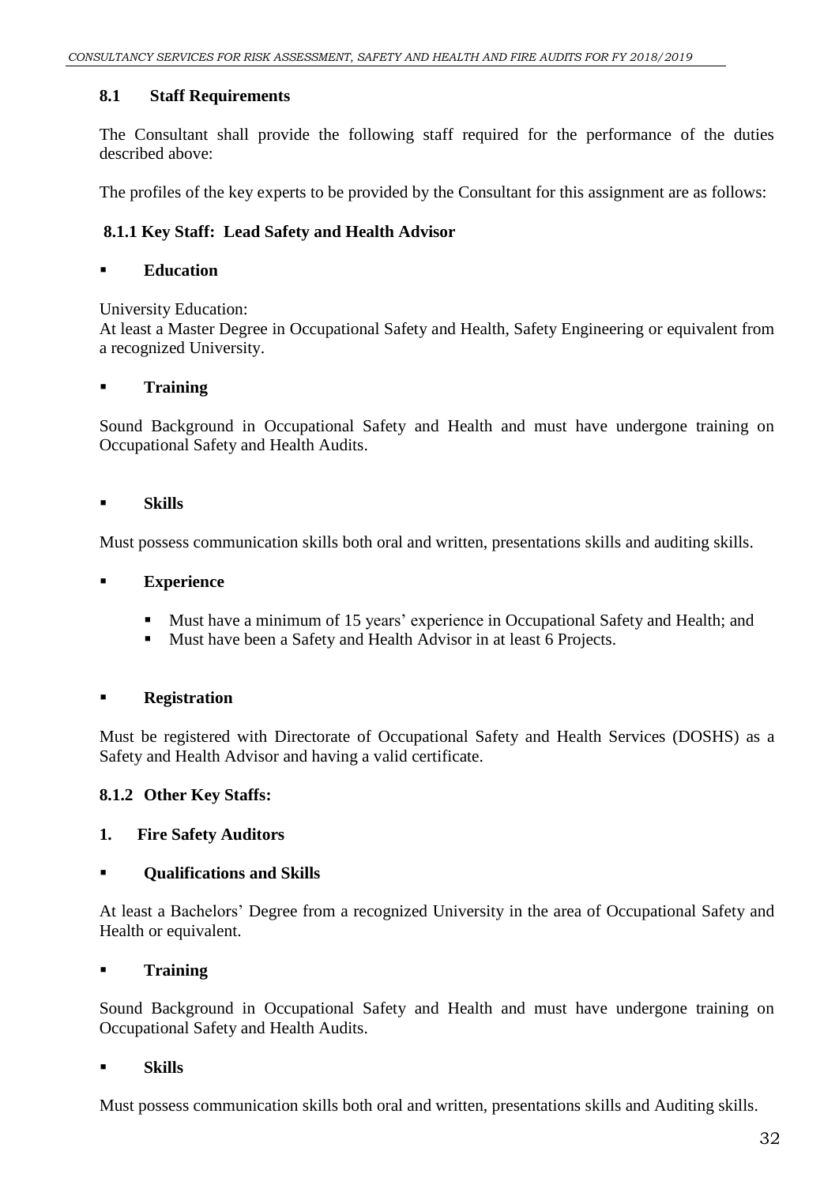### 8.1 Staff Requirements

The Consultant shall provide the following staff required for the performance of the duties described above:

The profiles of the key experts to be provided by the Consultant for this assignment are as follows:

#### 8.1.1 Key Staff: Lead Safety and Health Advisor

- **Education**

University Education:
At least a Master Degree in Occupational Safety and Health, Safety Engineering or equivalent from a recognized University.

- **Training**

Sound Background in Occupational Safety and Health and must have undergone training on Occupational Safety and Health Audits.

- **Skills**

Must possess communication skills both oral and written, presentations skills and auditing skills.

- **Experience**
    - Must have a minimum of 15 years' experience in Occupational Safety and Health; and
    - Must have been a Safety and Health Advisor in at least 6 Projects.

- **Registration**

Must be registered with Directorate of Occupational Safety and Health Services (DOSHS) as a Safety and Health Advisor and having a valid certificate.

#### 8.1.2 Other Key Staffs:

**1. Fire Safety Auditors**

- **Qualifications and Skills**

At least a Bachelors' Degree from a recognized University in the area of Occupational Safety and Health or equivalent.

- **Training**

Sound Background in Occupational Safety and Health and must have undergone training on Occupational Safety and Health Audits.

- **Skills**

Must possess communication skills both oral and written, presentations skills and Auditing skills.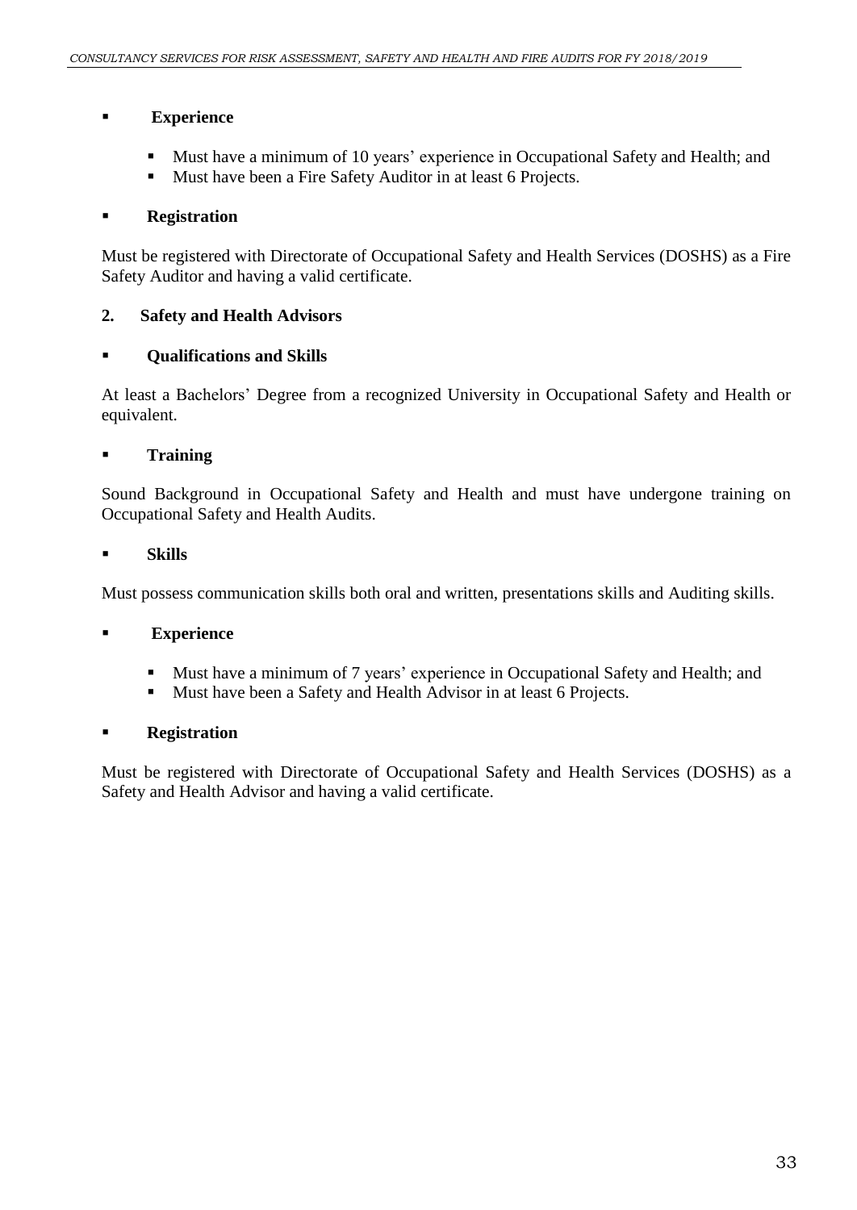- **Experience**
  - Must have a minimum of 10 years' experience in Occupational Safety and Health; and
  - Must have been a Fire Safety Auditor in at least 6 Projects.

- **Registration**

Must be registered with Directorate of Occupational Safety and Health Services (DOSHS) as a Fire Safety Auditor and having a valid certificate.

**2. Safety and Health Advisors**

- **Qualifications and Skills**

At least a Bachelors' Degree from a recognized University in Occupational Safety and Health or equivalent.

- **Training**

Sound Background in Occupational Safety and Health and must have undergone training on Occupational Safety and Health Audits.

- **Skills**

Must possess communication skills both oral and written, presentations skills and Auditing skills.

- **Experience**
  - Must have a minimum of 7 years' experience in Occupational Safety and Health; and
  - Must have been a Safety and Health Advisor in at least 6 Projects.

- **Registration**

Must be registered with Directorate of Occupational Safety and Health Services (DOSHS) as a Safety and Health Advisor and having a valid certificate.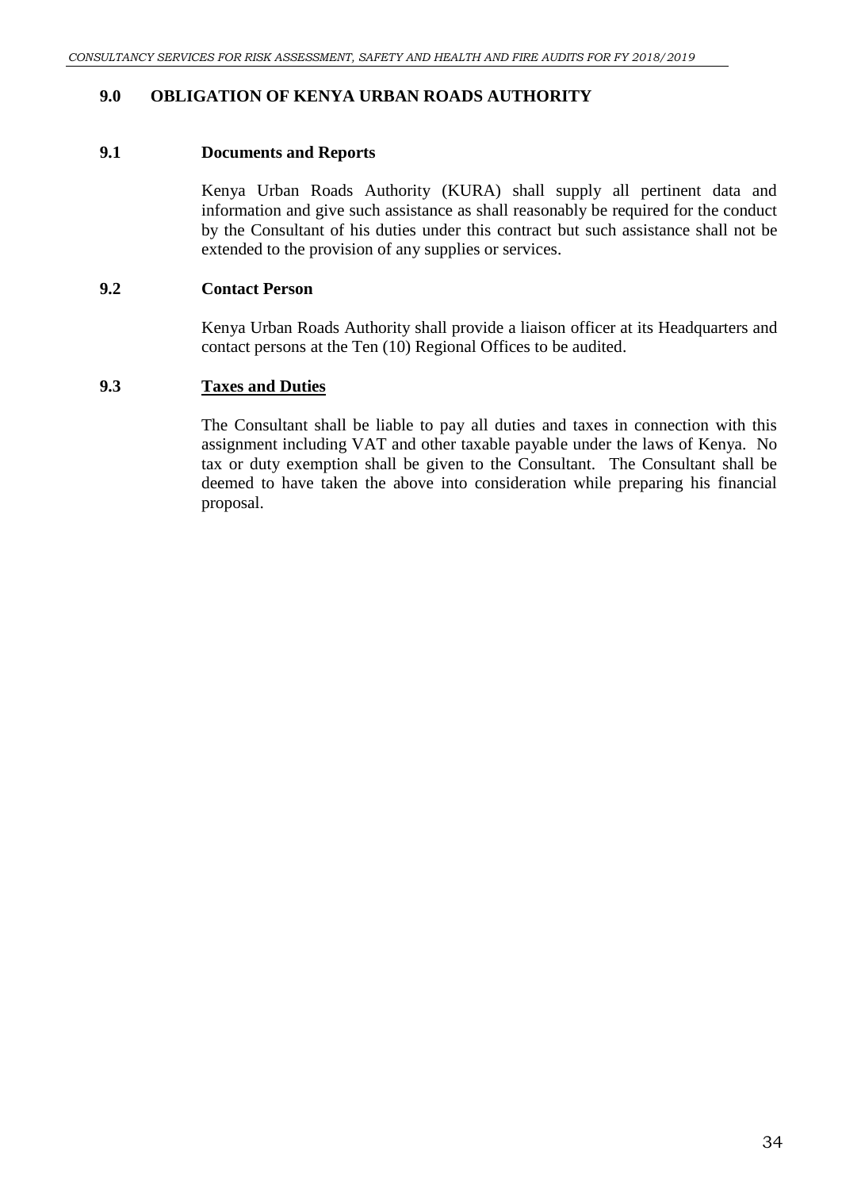## 9.0 OBLIGATION OF KENYA URBAN ROADS AUTHORITY

### 9.1 Documents and Reports

Kenya Urban Roads Authority (KURA) shall supply all pertinent data and information and give such assistance as shall reasonably be required for the conduct by the Consultant of his duties under this contract but such assistance shall not be extended to the provision of any supplies or services.

### 9.2 Contact Person

Kenya Urban Roads Authority shall provide a liaison officer at its Headquarters and contact persons at the Ten (10) Regional Offices to be audited.

### 9.3 Taxes and Duties

The Consultant shall be liable to pay all duties and taxes in connection with this assignment including VAT and other taxable payable under the laws of Kenya. No tax or duty exemption shall be given to the Consultant. The Consultant shall be deemed to have taken the above into consideration while preparing his financial proposal.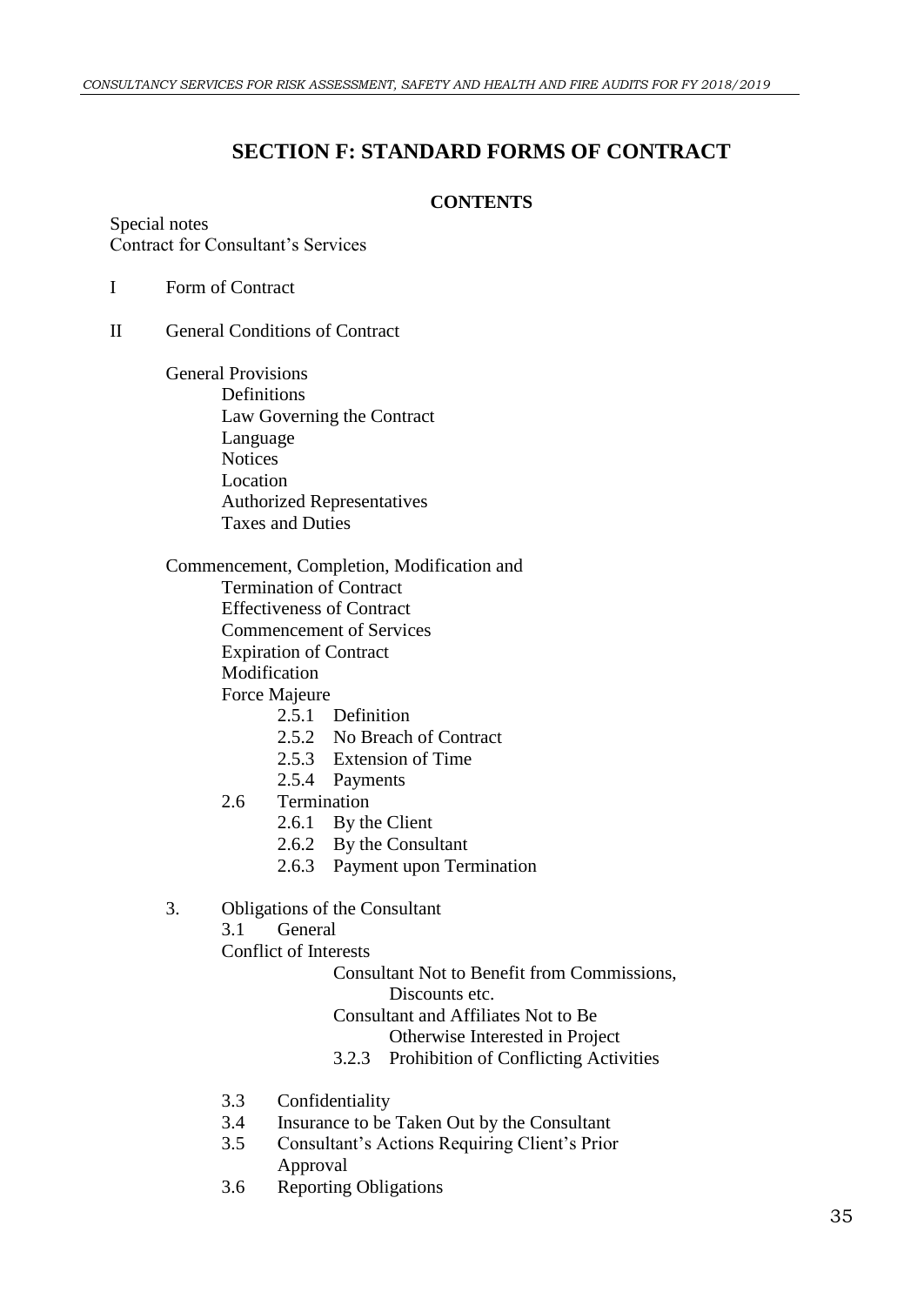# SECTION F: STANDARD FORMS OF CONTRACT

**CONTENTS**

Special notes
Contract for Consultant's Services

I Form of Contract

II General Conditions of Contract

General Provisions
- Definitions
- Law Governing the Contract
- Language
- Notices
- Location
- Authorized Representatives
- Taxes and Duties

Commencement, Completion, Modification and
- Termination of Contract
- Effectiveness of Contract
- Commencement of Services
- Expiration of Contract
- Modification
- Force Majeure
  - 2.5.1 Definition
  - 2.5.2 No Breach of Contract
  - 2.5.3 Extension of Time
  - 2.5.4 Payments
- 2.6 Termination
  - 2.6.1 By the Client
  - 2.6.2 By the Consultant
  - 2.6.3 Payment upon Termination

3. Obligations of the Consultant
   - 3.1 General
   - Conflict of Interests
     - Consultant Not to Benefit from Commissions, Discounts etc.
     - Consultant and Affiliates Not to Be Otherwise Interested in Project
     - 3.2.3 Prohibition of Conflicting Activities
   - 3.3 Confidentiality
   - 3.4 Insurance to be Taken Out by the Consultant
   - 3.5 Consultant's Actions Requiring Client's Prior Approval
   - 3.6 Reporting Obligations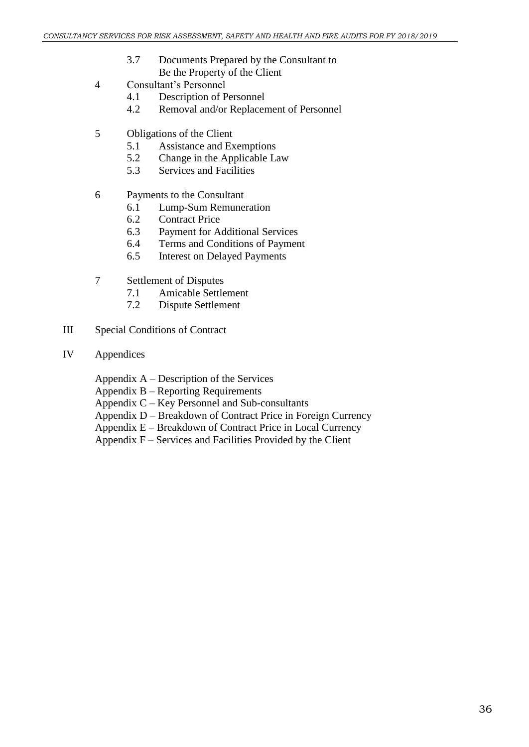3.7 Documents Prepared by the Consultant to Be the Property of the Client

4 Consultant's Personnel
- 4.1 Description of Personnel
- 4.2 Removal and/or Replacement of Personnel

5 Obligations of the Client
- 5.1 Assistance and Exemptions
- 5.2 Change in the Applicable Law
- 5.3 Services and Facilities

6 Payments to the Consultant
- 6.1 Lump-Sum Remuneration
- 6.2 Contract Price
- 6.3 Payment for Additional Services
- 6.4 Terms and Conditions of Payment
- 6.5 Interest on Delayed Payments

7 Settlement of Disputes
- 7.1 Amicable Settlement
- 7.2 Dispute Settlement

III Special Conditions of Contract

IV Appendices

Appendix A – Description of the Services
Appendix B – Reporting Requirements
Appendix C – Key Personnel and Sub-consultants
Appendix D – Breakdown of Contract Price in Foreign Currency
Appendix E – Breakdown of Contract Price in Local Currency
Appendix F – Services and Facilities Provided by the Client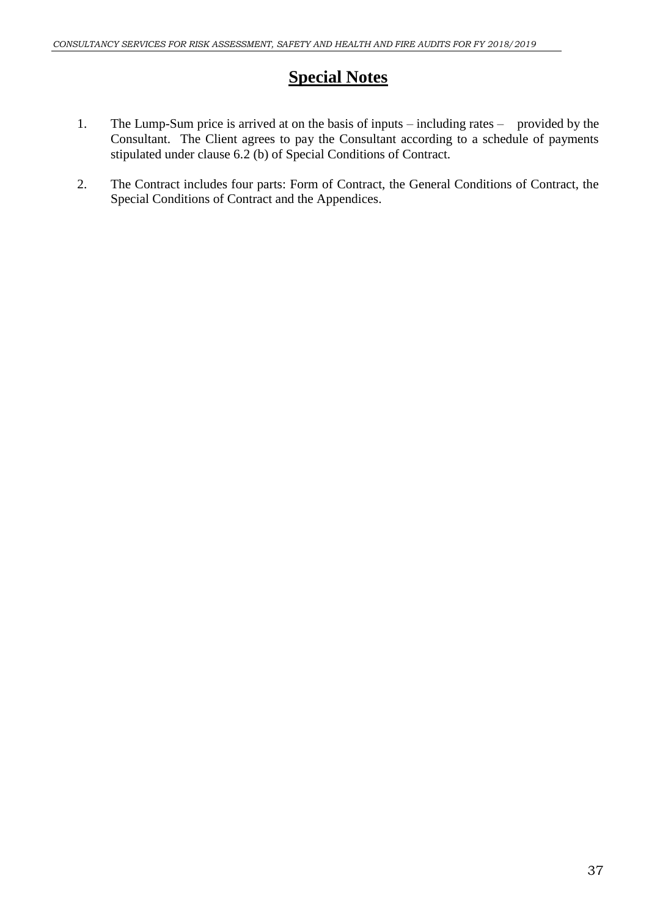# Special Notes

1. The Lump-Sum price is arrived at on the basis of inputs – including rates – provided by the Consultant. The Client agrees to pay the Consultant according to a schedule of payments stipulated under clause 6.2 (b) of Special Conditions of Contract.

2. The Contract includes four parts: Form of Contract, the General Conditions of Contract, the Special Conditions of Contract and the Appendices.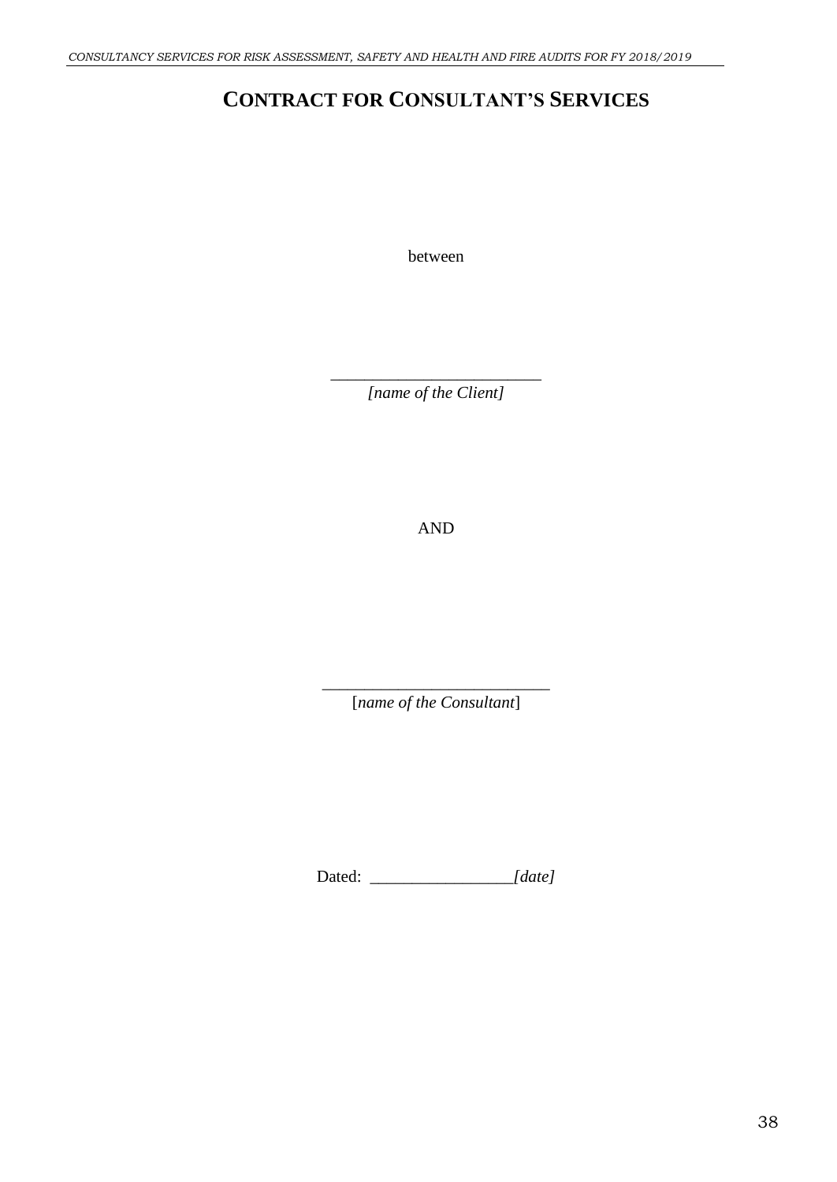# CONTRACT FOR CONSULTANT'S SERVICES

between

_________________________
*[name of the Client]*

AND

___________________________
[*name of the Consultant*]

Dated: _________________*[date]*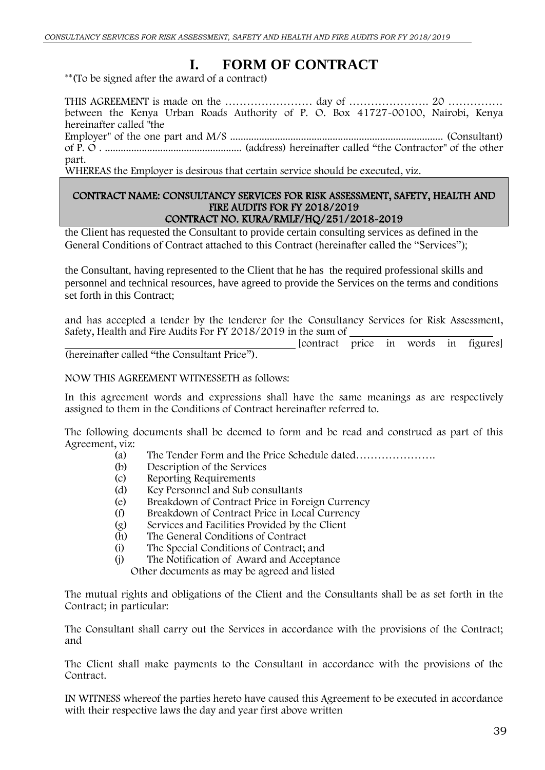# I. FORM OF CONTRACT

**(To be signed after the award of a contract)

THIS AGREEMENT is made on the …………………… day of …………………. 20 …………… between the Kenya Urban Roads Authority of P. O. Box 41727-00100, Nairobi, Kenya hereinafter called "the Employer" of the one part and M/S ................................................................................ (Consultant) of P. O . .................................................... (address) hereinafter called "the Contractor" of the other part.

WHEREAS the Employer is desirous that certain service should be executed, viz.

**CONTRACT NAME: CONSULTANCY SERVICES FOR RISK ASSESSMENT, SAFETY, HEALTH AND FIRE AUDITS FOR FY 2018/2019**
**CONTRACT NO. KURA/RMLF/HQ/251/2018-2019**

the Client has requested the Consultant to provide certain consulting services as defined in the General Conditions of Contract attached to this Contract (hereinafter called the "Services");

the Consultant, having represented to the Client that he has the required professional skills and personnel and technical resources, have agreed to provide the Services on the terms and conditions set forth in this Contract;

and has accepted a tender by the tenderer for the Consultancy Services for Risk Assessment, Safety, Health and Fire Audits For FY 2018/2019 in the sum of ______________________________ ______________________________ [contract price in words in figures] (hereinafter called "the Consultant Price").

NOW THIS AGREEMENT WITNESSETH as follows:

In this agreement words and expressions shall have the same meanings as are respectively assigned to them in the Conditions of Contract hereinafter referred to.

The following documents shall be deemed to form and be read and construed as part of this Agreement, viz:

(a) The Tender Form and the Price Schedule dated………………….
(b) Description of the Services
(c) Reporting Requirements
(d) Key Personnel and Sub consultants
(e) Breakdown of Contract Price in Foreign Currency
(f) Breakdown of Contract Price in Local Currency
(g) Services and Facilities Provided by the Client
(h) The General Conditions of Contract
(i) The Special Conditions of Contract; and
(j) The Notification of Award and Acceptance

Other documents as may be agreed and listed

The mutual rights and obligations of the Client and the Consultants shall be as set forth in the Contract; in particular:

The Consultant shall carry out the Services in accordance with the provisions of the Contract; and

The Client shall make payments to the Consultant in accordance with the provisions of the Contract.

IN WITNESS whereof the parties hereto have caused this Agreement to be executed in accordance with their respective laws the day and year first above written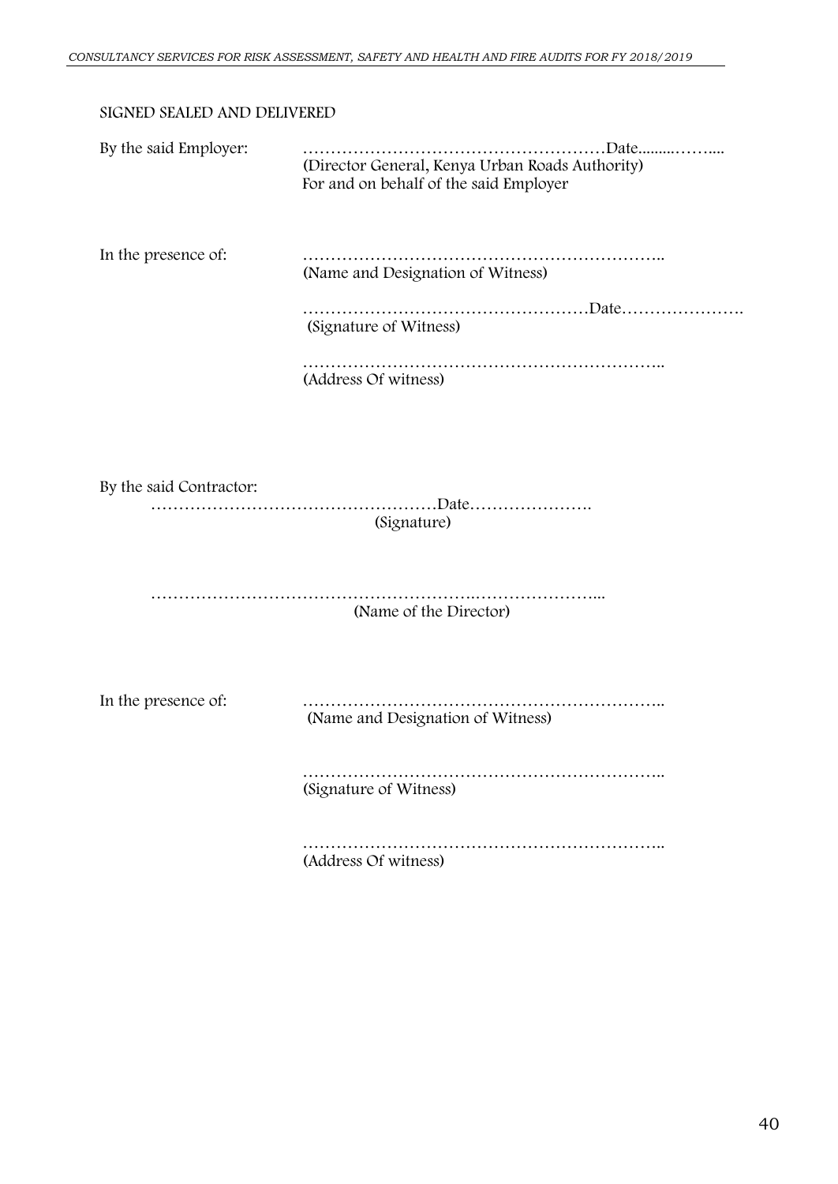SIGNED SEALED AND DELIVERED

By the said Employer: ………………………………………………Date.........……...
(Director General, Kenya Urban Roads Authority)
For and on behalf of the said Employer

In the presence of: ………………………………………………………..
(Name and Designation of Witness)

……………………………………………Date………………….
(Signature of Witness)

………………………………………………………..
(Address Of witness)

By the said Contractor:

……………………………………………Date………………….
(Signature)

………………………………………………….…………………...
(Name of the Director)

In the presence of: ………………………………………………………..
(Name and Designation of Witness)

………………………………………………………..
(Signature of Witness)

………………………………………………………..
(Address Of witness)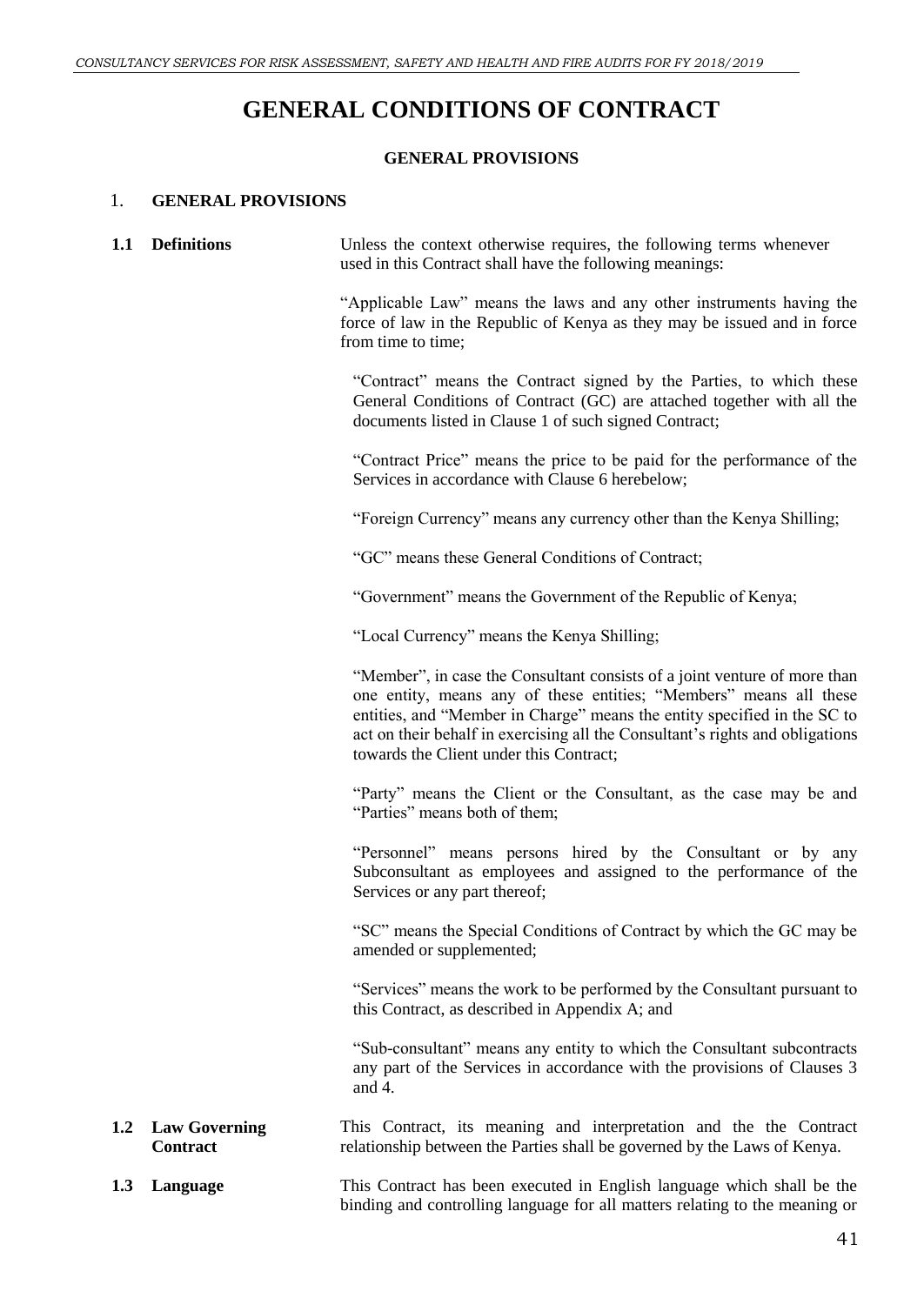# GENERAL CONDITIONS OF CONTRACT

**GENERAL PROVISIONS**

## 1. GENERAL PROVISIONS

**1.1 Definitions**

Unless the context otherwise requires, the following terms whenever used in this Contract shall have the following meanings:

"Applicable Law" means the laws and any other instruments having the force of law in the Republic of Kenya as they may be issued and in force from time to time;

"Contract" means the Contract signed by the Parties, to which these General Conditions of Contract (GC) are attached together with all the documents listed in Clause 1 of such signed Contract;

"Contract Price" means the price to be paid for the performance of the Services in accordance with Clause 6 herebelow;

"Foreign Currency" means any currency other than the Kenya Shilling;

"GC" means these General Conditions of Contract;

"Government" means the Government of the Republic of Kenya;

"Local Currency" means the Kenya Shilling;

"Member", in case the Consultant consists of a joint venture of more than one entity, means any of these entities; "Members" means all these entities, and "Member in Charge" means the entity specified in the SC to act on their behalf in exercising all the Consultant's rights and obligations towards the Client under this Contract;

"Party" means the Client or the Consultant, as the case may be and "Parties" means both of them;

"Personnel" means persons hired by the Consultant or by any Subconsultant as employees and assigned to the performance of the Services or any part thereof;

"SC" means the Special Conditions of Contract by which the GC may be amended or supplemented;

"Services" means the work to be performed by the Consultant pursuant to this Contract, as described in Appendix A; and

"Sub-consultant" means any entity to which the Consultant subcontracts any part of the Services in accordance with the provisions of Clauses 3 and 4.

**1.2 Law Governing Contract**

This Contract, its meaning and interpretation and the the Contract relationship between the Parties shall be governed by the Laws of Kenya.

**1.3 Language**

This Contract has been executed in English language which shall be the binding and controlling language for all matters relating to the meaning or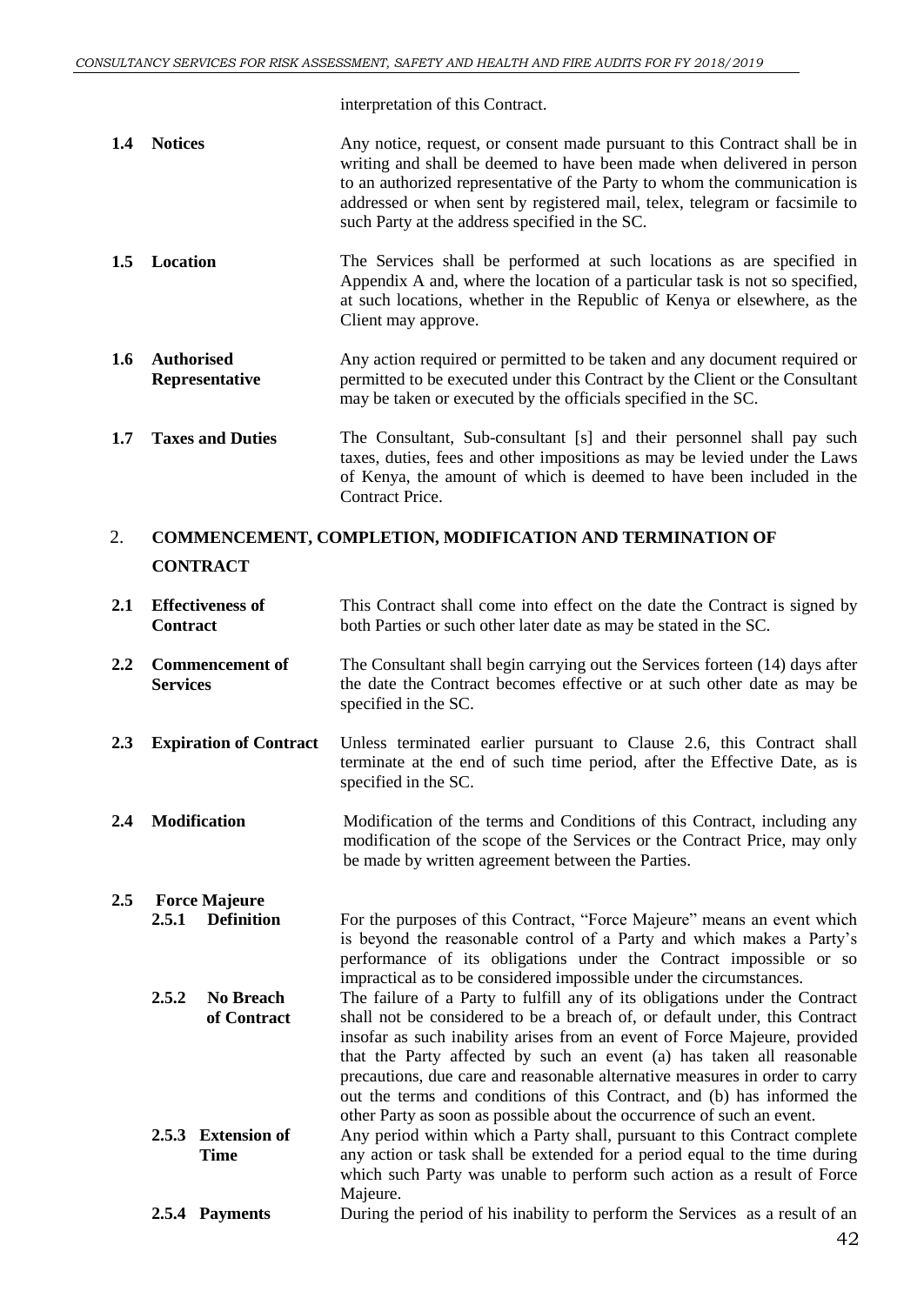interpretation of this Contract.

**1.4 Notices** Any notice, request, or consent made pursuant to this Contract shall be in writing and shall be deemed to have been made when delivered in person to an authorized representative of the Party to whom the communication is addressed or when sent by registered mail, telex, telegram or facsimile to such Party at the address specified in the SC.

**1.5 Location** The Services shall be performed at such locations as are specified in Appendix A and, where the location of a particular task is not so specified, at such locations, whether in the Republic of Kenya or elsewhere, as the Client may approve.

**1.6 Authorised Representative** Any action required or permitted to be taken and any document required or permitted to be executed under this Contract by the Client or the Consultant may be taken or executed by the officials specified in the SC.

**1.7 Taxes and Duties** The Consultant, Sub-consultant [s] and their personnel shall pay such taxes, duties, fees and other impositions as may be levied under the Laws of Kenya, the amount of which is deemed to have been included in the Contract Price.

## 2. COMMENCEMENT, COMPLETION, MODIFICATION AND TERMINATION OF CONTRACT

**2.1 Effectiveness of Contract** This Contract shall come into effect on the date the Contract is signed by both Parties or such other later date as may be stated in the SC.

**2.2 Commencement of Services** The Consultant shall begin carrying out the Services fourteen (14) days after the date the Contract becomes effective or at such other date as may be specified in the SC.

**2.3 Expiration of Contract** Unless terminated earlier pursuant to Clause 2.6, this Contract shall terminate at the end of such time period, after the Effective Date, as is specified in the SC.

**2.4 Modification** Modification of the terms and Conditions of this Contract, including any modification of the scope of the Services or the Contract Price, may only be made by written agreement between the Parties.

**2.5 Force Majeure**

**2.5.1 Definition** For the purposes of this Contract, "Force Majeure" means an event which is beyond the reasonable control of a Party and which makes a Party's performance of its obligations under the Contract impossible or so impractical as to be considered impossible under the circumstances.

**2.5.2 No Breach of Contract** The failure of a Party to fulfill any of its obligations under the Contract shall not be considered to be a breach of, or default under, this Contract insofar as such inability arises from an event of Force Majeure, provided that the Party affected by such an event (a) has taken all reasonable precautions, due care and reasonable alternative measures in order to carry out the terms and conditions of this Contract, and (b) has informed the other Party as soon as possible about the occurrence of such an event.

**2.5.3 Extension of Time** Any period within which a Party shall, pursuant to this Contract complete any action or task shall be extended for a period equal to the time during which such Party was unable to perform such action as a result of Force Majeure.

**2.5.4 Payments** During the period of his inability to perform the Services as a result of an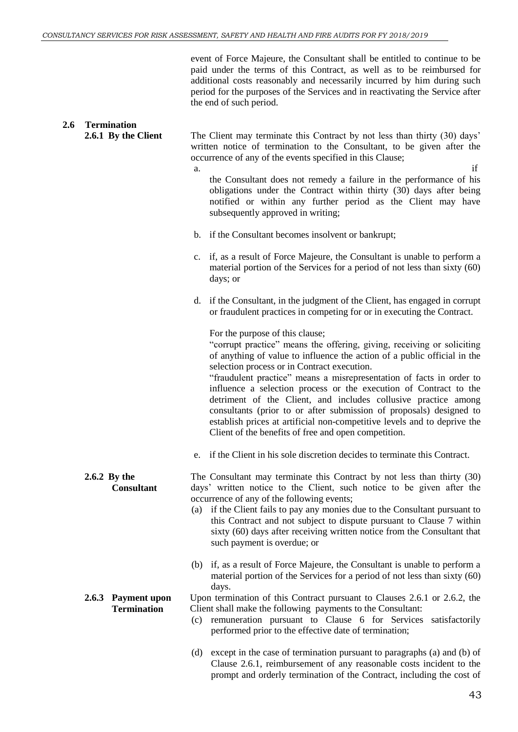event of Force Majeure, the Consultant shall be entitled to continue to be paid under the terms of this Contract, as well as to be reimbursed for additional costs reasonably and necessarily incurred by him during such period for the purposes of the Services and in reactivating the Service after the end of such period.

## 2.6 Termination

### 2.6.1 By the Client

The Client may terminate this Contract by not less than thirty (30) days' written notice of termination to the Consultant, to be given after the occurrence of any of the events specified in this Clause;

a. if the Consultant does not remedy a failure in the performance of his obligations under the Contract within thirty (30) days after being notified or within any further period as the Client may have subsequently approved in writing;

b. if the Consultant becomes insolvent or bankrupt;

c. if, as a result of Force Majeure, the Consultant is unable to perform a material portion of the Services for a period of not less than sixty (60) days; or

d. if the Consultant, in the judgment of the Client, has engaged in corrupt or fraudulent practices in competing for or in executing the Contract.

   For the purpose of this clause;
   "corrupt practice" means the offering, giving, receiving or soliciting of anything of value to influence the action of a public official in the selection process or in Contract execution.
   "fraudulent practice" means a misrepresentation of facts in order to influence a selection process or the execution of Contract to the detriment of the Client, and includes collusive practice among consultants (prior to or after submission of proposals) designed to establish prices at artificial non-competitive levels and to deprive the Client of the benefits of free and open competition.

e. if the Client in his sole discretion decides to terminate this Contract.

### 2.6.2 By the Consultant

The Consultant may terminate this Contract by not less than thirty (30) days' written notice to the Client, such notice to be given after the occurrence of any of the following events;

(a) if the Client fails to pay any monies due to the Consultant pursuant to this Contract and not subject to dispute pursuant to Clause 7 within sixty (60) days after receiving written notice from the Consultant that such payment is overdue; or

(b) if, as a result of Force Majeure, the Consultant is unable to perform a material portion of the Services for a period of not less than sixty (60) days.

### 2.6.3 Payment upon Termination

Upon termination of this Contract pursuant to Clauses 2.6.1 or 2.6.2, the Client shall make the following payments to the Consultant:

(c) remuneration pursuant to Clause 6 for Services satisfactorily performed prior to the effective date of termination;

(d) except in the case of termination pursuant to paragraphs (a) and (b) of Clause 2.6.1, reimbursement of any reasonable costs incident to the prompt and orderly termination of the Contract, including the cost of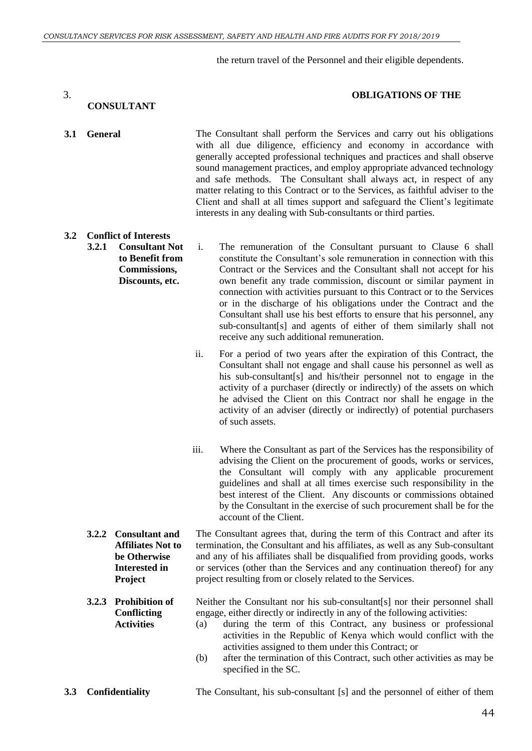the return travel of the Personnel and their eligible dependents.

## 3. OBLIGATIONS OF THE CONSULTANT

**3.1 General**

The Consultant shall perform the Services and carry out his obligations with all due diligence, efficiency and economy in accordance with generally accepted professional techniques and practices and shall observe sound management practices, and employ appropriate advanced technology and safe methods. The Consultant shall always act, in respect of any matter relating to this Contract or to the Services, as faithful adviser to the Client and shall at all times support and safeguard the Client's legitimate interests in any dealing with Sub-consultants or third parties.

**3.2 Conflict of Interests**

**3.2.1 Consultant Not to Benefit from Commissions, Discounts, etc.**

i. The remuneration of the Consultant pursuant to Clause 6 shall constitute the Consultant's sole remuneration in connection with this Contract or the Services and the Consultant shall not accept for his own benefit any trade commission, discount or similar payment in connection with activities pursuant to this Contract or to the Services or in the discharge of his obligations under the Contract and the Consultant shall use his best efforts to ensure that his personnel, any sub-consultant[s] and agents of either of them similarly shall not receive any such additional remuneration.

ii. For a period of two years after the expiration of this Contract, the Consultant shall not engage and shall cause his personnel as well as his sub-consultant[s] and his/their personnel not to engage in the activity of a purchaser (directly or indirectly) of the assets on which he advised the Client on this Contract nor shall he engage in the activity of an adviser (directly or indirectly) of potential purchasers of such assets.

iii. Where the Consultant as part of the Services has the responsibility of advising the Client on the procurement of goods, works or services, the Consultant will comply with any applicable procurement guidelines and shall at all times exercise such responsibility in the best interest of the Client. Any discounts or commissions obtained by the Consultant in the exercise of such procurement shall be for the account of the Client.

**3.2.2 Consultant and Affiliates Not to be Otherwise Interested in Project**

The Consultant agrees that, during the term of this Contract and after its termination, the Consultant and his affiliates, as well as any Sub-consultant and any of his affiliates shall be disqualified from providing goods, works or services (other than the Services and any continuation thereof) for any project resulting from or closely related to the Services.

**3.2.3 Prohibition of Conflicting Activities**

Neither the Consultant nor his sub-consultant[s] nor their personnel shall engage, either directly or indirectly in any of the following activities:

(a) during the term of this Contract, any business or professional activities in the Republic of Kenya which would conflict with the activities assigned to them under this Contract; or

(b) after the termination of this Contract, such other activities as may be specified in the SC.

**3.3 Confidentiality**

The Consultant, his sub-consultant [s] and the personnel of either of them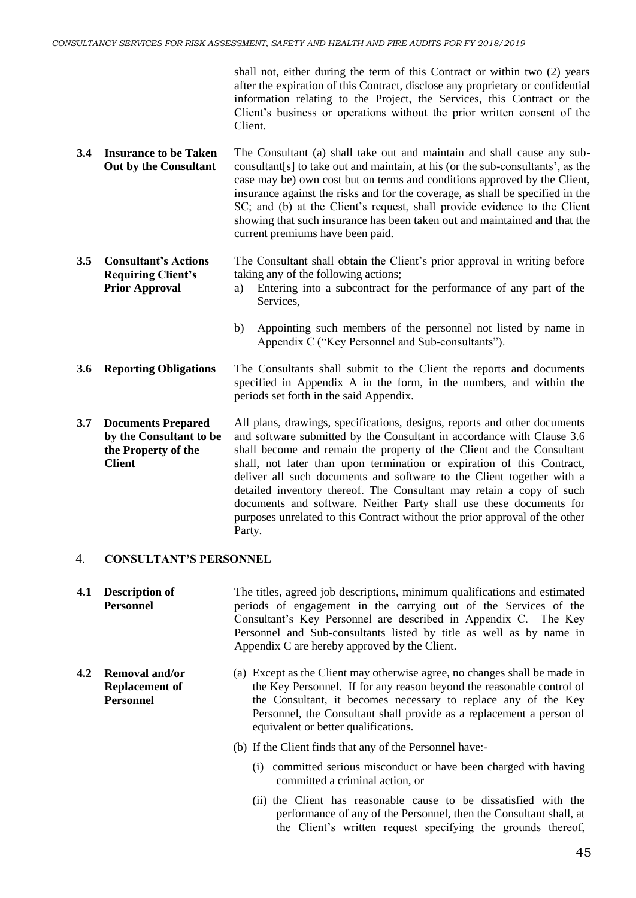shall not, either during the term of this Contract or within two (2) years after the expiration of this Contract, disclose any proprietary or confidential information relating to the Project, the Services, this Contract or the Client's business or operations without the prior written consent of the Client.

**3.4 Insurance to be Taken Out by the Consultant**

The Consultant (a) shall take out and maintain and shall cause any sub-consultant[s] to take out and maintain, at his (or the sub-consultants', as the case may be) own cost but on terms and conditions approved by the Client, insurance against the risks and for the coverage, as shall be specified in the SC; and (b) at the Client's request, shall provide evidence to the Client showing that such insurance has been taken out and maintained and that the current premiums have been paid.

**3.5 Consultant's Actions Requiring Client's Prior Approval**

The Consultant shall obtain the Client's prior approval in writing before taking any of the following actions;

a) Entering into a subcontract for the performance of any part of the Services,

b) Appointing such members of the personnel not listed by name in Appendix C ("Key Personnel and Sub-consultants").

**3.6 Reporting Obligations**

The Consultants shall submit to the Client the reports and documents specified in Appendix A in the form, in the numbers, and within the periods set forth in the said Appendix.

**3.7 Documents Prepared by the Consultant to be the Property of the Client**

All plans, drawings, specifications, designs, reports and other documents and software submitted by the Consultant in accordance with Clause 3.6 shall become and remain the property of the Client and the Consultant shall, not later than upon termination or expiration of this Contract, deliver all such documents and software to the Client together with a detailed inventory thereof. The Consultant may retain a copy of such documents and software. Neither Party shall use these documents for purposes unrelated to this Contract without the prior approval of the other Party.

## 4. CONSULTANT'S PERSONNEL

**4.1 Description of Personnel**

The titles, agreed job descriptions, minimum qualifications and estimated periods of engagement in the carrying out of the Services of the Consultant's Key Personnel are described in Appendix C. The Key Personnel and Sub-consultants listed by title as well as by name in Appendix C are hereby approved by the Client.

**4.2 Removal and/or Replacement of Personnel**

(a) Except as the Client may otherwise agree, no changes shall be made in the Key Personnel. If for any reason beyond the reasonable control of the Consultant, it becomes necessary to replace any of the Key Personnel, the Consultant shall provide as a replacement a person of equivalent or better qualifications.

(b) If the Client finds that any of the Personnel have:-

(i) committed serious misconduct or have been charged with having committed a criminal action, or

(ii) the Client has reasonable cause to be dissatisfied with the performance of any of the Personnel, then the Consultant shall, at the Client's written request specifying the grounds thereof,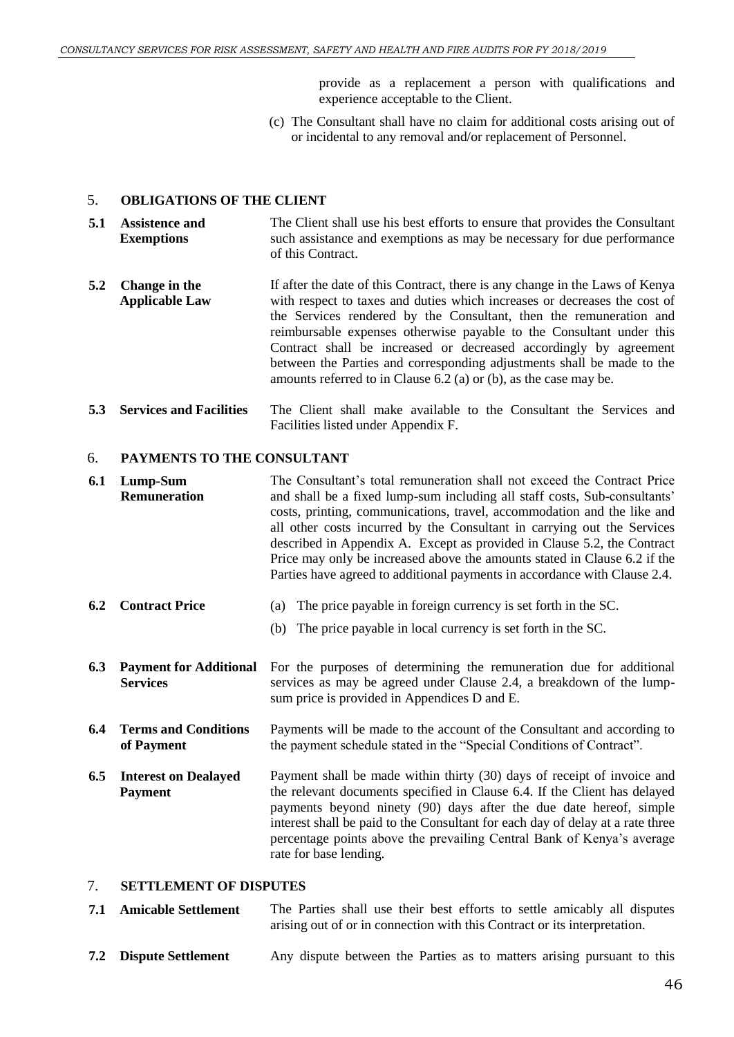provide as a replacement a person with qualifications and experience acceptable to the Client.

(c) The Consultant shall have no claim for additional costs arising out of or incidental to any removal and/or replacement of Personnel.

## 5. OBLIGATIONS OF THE CLIENT

**5.1 Assistence and Exemptions** The Client shall use his best efforts to ensure that provides the Consultant such assistance and exemptions as may be necessary for due performance of this Contract.

**5.2 Change in the Applicable Law** If after the date of this Contract, there is any change in the Laws of Kenya with respect to taxes and duties which increases or decreases the cost of the Services rendered by the Consultant, then the remuneration and reimbursable expenses otherwise payable to the Consultant under this Contract shall be increased or decreased accordingly by agreement between the Parties and corresponding adjustments shall be made to the amounts referred to in Clause 6.2 (a) or (b), as the case may be.

**5.3 Services and Facilities** The Client shall make available to the Consultant the Services and Facilities listed under Appendix F.

## 6. PAYMENTS TO THE CONSULTANT

**6.1 Lump-Sum Remuneration** The Consultant's total remuneration shall not exceed the Contract Price and shall be a fixed lump-sum including all staff costs, Sub-consultants' costs, printing, communications, travel, accommodation and the like and all other costs incurred by the Consultant in carrying out the Services described in Appendix A. Except as provided in Clause 5.2, the Contract Price may only be increased above the amounts stated in Clause 6.2 if the Parties have agreed to additional payments in accordance with Clause 2.4.

**6.2 Contract Price**

(a) The price payable in foreign currency is set forth in the SC.

(b) The price payable in local currency is set forth in the SC.

**6.3 Payment for Additional Services** For the purposes of determining the remuneration due for additional services as may be agreed under Clause 2.4, a breakdown of the lump-sum price is provided in Appendices D and E.

**6.4 Terms and Conditions of Payment** Payments will be made to the account of the Consultant and according to the payment schedule stated in the "Special Conditions of Contract".

**6.5 Interest on Dealayed Payment** Payment shall be made within thirty (30) days of receipt of invoice and the relevant documents specified in Clause 6.4. If the Client has delayed payments beyond ninety (90) days after the due date hereof, simple interest shall be paid to the Consultant for each day of delay at a rate three percentage points above the prevailing Central Bank of Kenya's average rate for base lending.

## 7. SETTLEMENT OF DISPUTES

**7.1 Amicable Settlement** The Parties shall use their best efforts to settle amicably all disputes arising out of or in connection with this Contract or its interpretation.

**7.2 Dispute Settlement** Any dispute between the Parties as to matters arising pursuant to this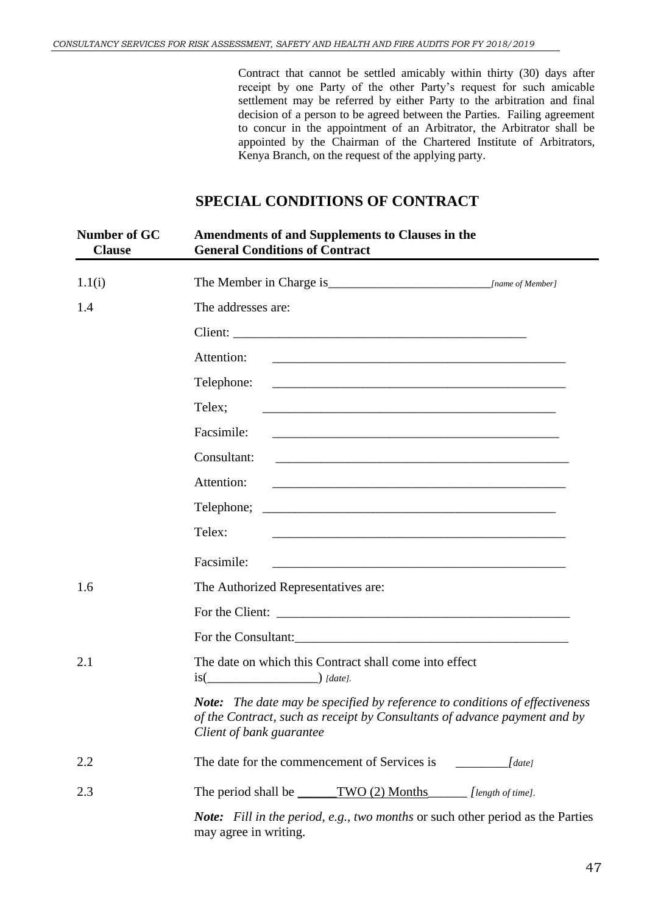Contract that cannot be settled amicably within thirty (30) days after receipt by one Party of the other Party's request for such amicable settlement may be referred by either Party to the arbitration and final decision of a person to be agreed between the Parties. Failing agreement to concur in the appointment of an Arbitrator, the Arbitrator shall be appointed by the Chairman of the Chartered Institute of Arbitrators, Kenya Branch, on the request of the applying party.

## SPECIAL CONDITIONS OF CONTRACT

| Number of GC Clause | Amendments of and Supplements to Clauses in the General Conditions of Contract |
|---|---|
| 1.1(i) | The Member in Charge is_________________________*[name of Member]* |
| 1.4 | The addresses are: |
| | Client: _____________________________________________ |
| | Attention: _____________________________________________ |
| | Telephone: _____________________________________________ |
| | Telex; _____________________________________________ |
| | Facsimile: _____________________________________________ |
| | Consultant: _____________________________________________ |
| | Attention: _____________________________________________ |
| | Telephone; _____________________________________________ |
| | Telex: _____________________________________________ |
| | Facsimile: _____________________________________________ |
| 1.6 | The Authorized Representatives are: |
| | For the Client: _____________________________________________ |
| | For the Consultant:__________________________________________ |
| 2.1 | The date on which this Contract shall come into effect is(_________________) *[date].* |
| | ***Note:*** *The date may be specified by reference to conditions of effectiveness of the Contract, such as receipt by Consultants of advance payment and by Client of bank guarantee* |
| 2.2 | The date for the commencement of Services is ________*[date]* |
| 2.3 | The period shall be ______TWO (2) Months______ *[length of time].* |
| | ***Note:*** *Fill in the period, e.g., two months* or such other period as the Parties may agree in writing. |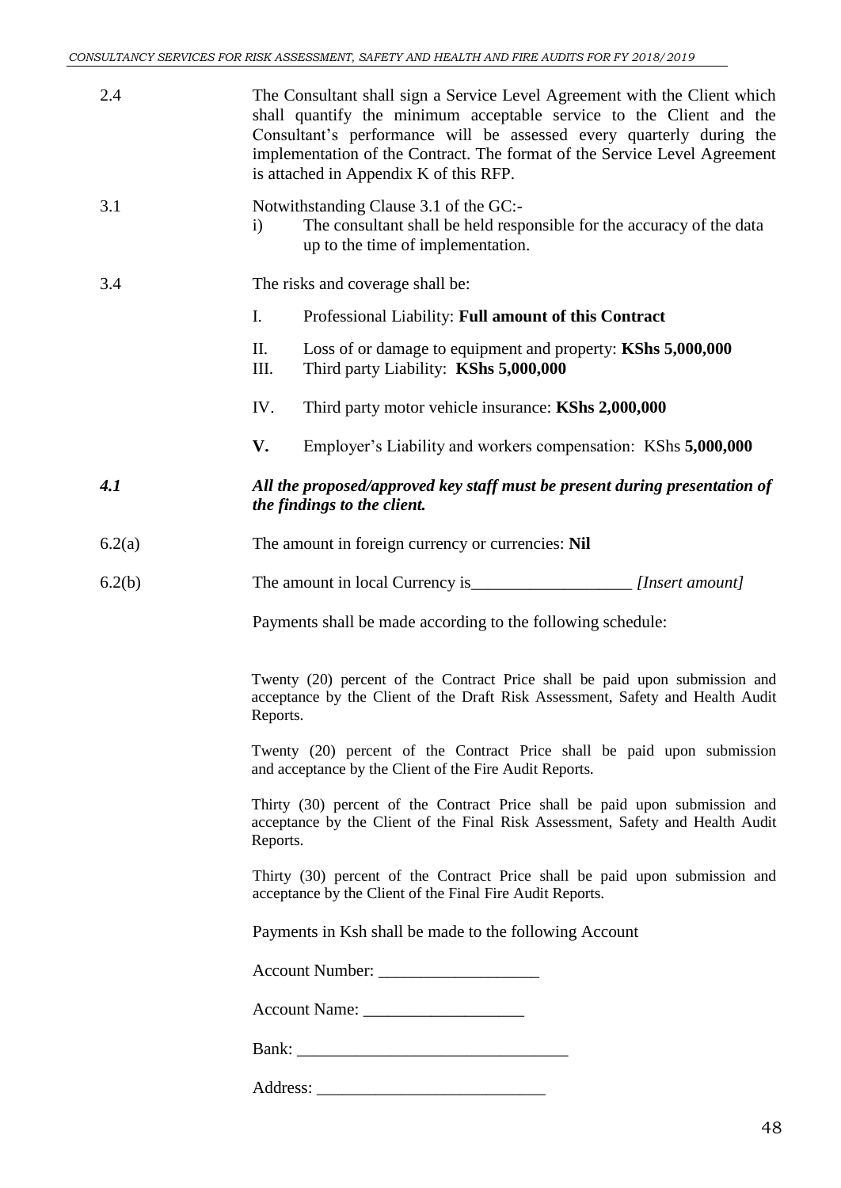| | |
|---|---|
| 2.4 | The Consultant shall sign a Service Level Agreement with the Client which shall quantify the minimum acceptable service to the Client and the Consultant's performance will be assessed every quarterly during the implementation of the Contract. The format of the Service Level Agreement is attached in Appendix K of this RFP. |
| 3.1 | Notwithstanding Clause 3.1 of the GC:-<br>i) The consultant shall be held responsible for the accuracy of the data up to the time of implementation. |
| 3.4 | The risks and coverage shall be:<br>I. Professional Liability: **Full amount of this Contract**<br>II. Loss of or damage to equipment and property: **KShs 5,000,000**<br>III. Third party Liability: **KShs 5,000,000**<br>IV. Third party motor vehicle insurance: **KShs 2,000,000**<br>**V.** Employer's Liability and workers compensation: KShs **5,000,000** |
| ***4.1*** | ***All the proposed/approved key staff must be present during presentation of the findings to the client.*** |
| 6.2(a) | The amount in foreign currency or currencies: **Nil** |
| 6.2(b) | The amount in local Currency is___________________ *[Insert amount]* |

Payments shall be made according to the following schedule:

Twenty (20) percent of the Contract Price shall be paid upon submission and acceptance by the Client of the Draft Risk Assessment, Safety and Health Audit Reports.

Twenty (20) percent of the Contract Price shall be paid upon submission and acceptance by the Client of the Fire Audit Reports.

Thirty (30) percent of the Contract Price shall be paid upon submission and acceptance by the Client of the Final Risk Assessment, Safety and Health Audit Reports.

Thirty (30) percent of the Contract Price shall be paid upon submission and acceptance by the Client of the Final Fire Audit Reports.

Payments in Ksh shall be made to the following Account

Account Number: ___________________

Account Name: ___________________

Bank: ________________________________

Address: ___________________________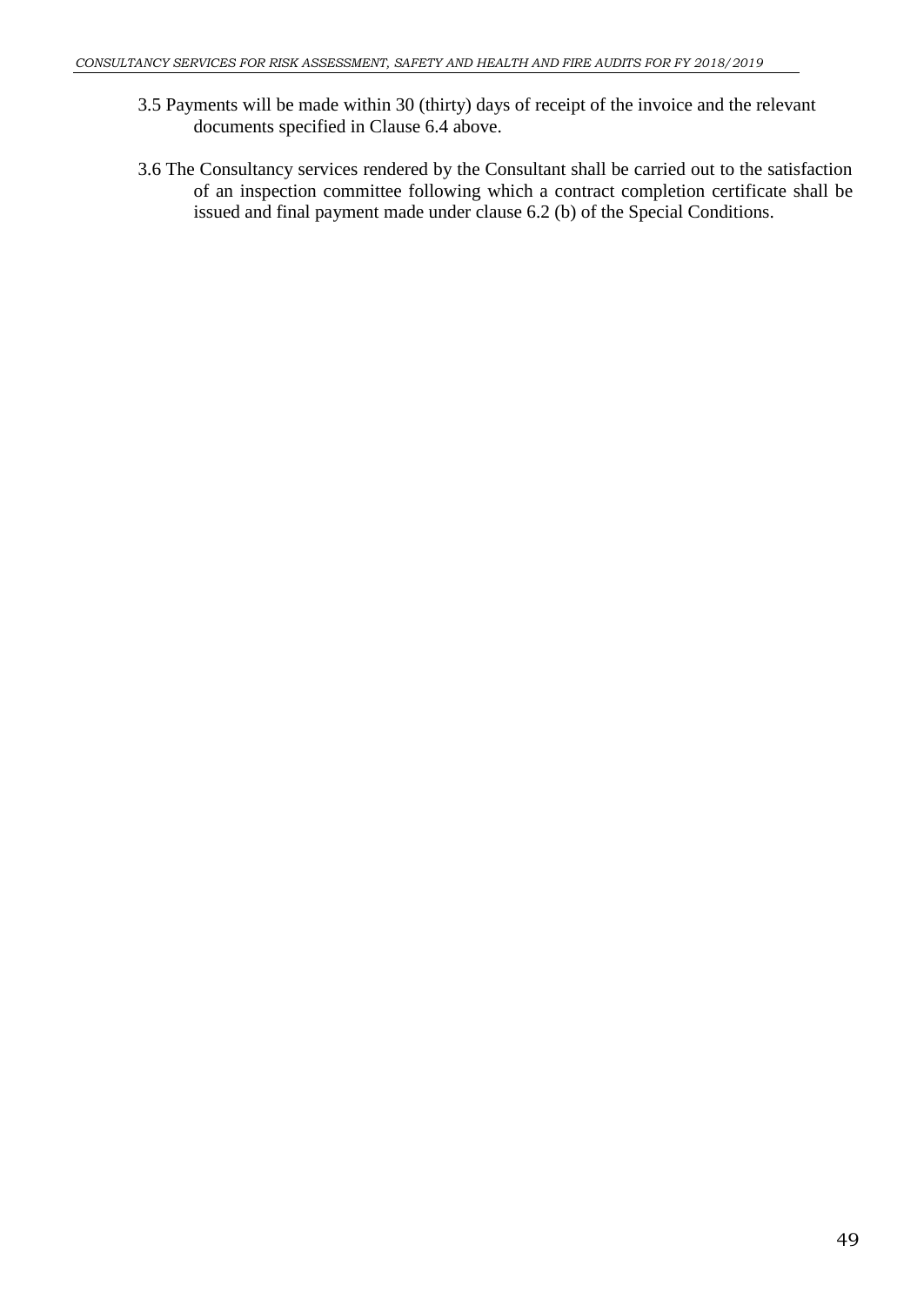3.5 Payments will be made within 30 (thirty) days of receipt of the invoice and the relevant documents specified in Clause 6.4 above.

3.6 The Consultancy services rendered by the Consultant shall be carried out to the satisfaction of an inspection committee following which a contract completion certificate shall be issued and final payment made under clause 6.2 (b) of the Special Conditions.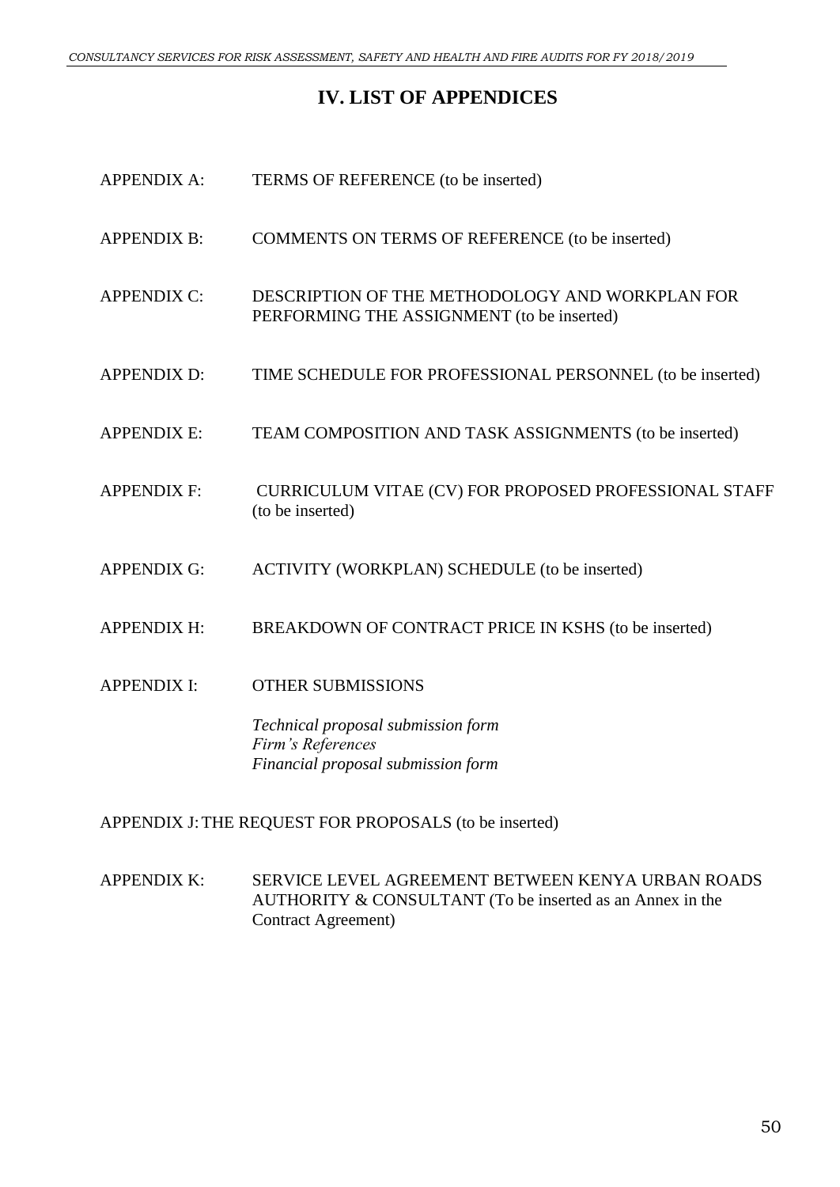# IV. LIST OF APPENDICES

APPENDIX A: TERMS OF REFERENCE (to be inserted)

APPENDIX B: COMMENTS ON TERMS OF REFERENCE (to be inserted)

APPENDIX C: DESCRIPTION OF THE METHODOLOGY AND WORKPLAN FOR PERFORMING THE ASSIGNMENT (to be inserted)

APPENDIX D: TIME SCHEDULE FOR PROFESSIONAL PERSONNEL (to be inserted)

APPENDIX E: TEAM COMPOSITION AND TASK ASSIGNMENTS (to be inserted)

APPENDIX F: CURRICULUM VITAE (CV) FOR PROPOSED PROFESSIONAL STAFF (to be inserted)

APPENDIX G: ACTIVITY (WORKPLAN) SCHEDULE (to be inserted)

APPENDIX H: BREAKDOWN OF CONTRACT PRICE IN KSHS (to be inserted)

APPENDIX I: OTHER SUBMISSIONS

*Technical proposal submission form*
*Firm's References*
*Financial proposal submission form*

APPENDIX J: THE REQUEST FOR PROPOSALS (to be inserted)

APPENDIX K: SERVICE LEVEL AGREEMENT BETWEEN KENYA URBAN ROADS AUTHORITY & CONSULTANT (To be inserted as an Annex in the Contract Agreement)